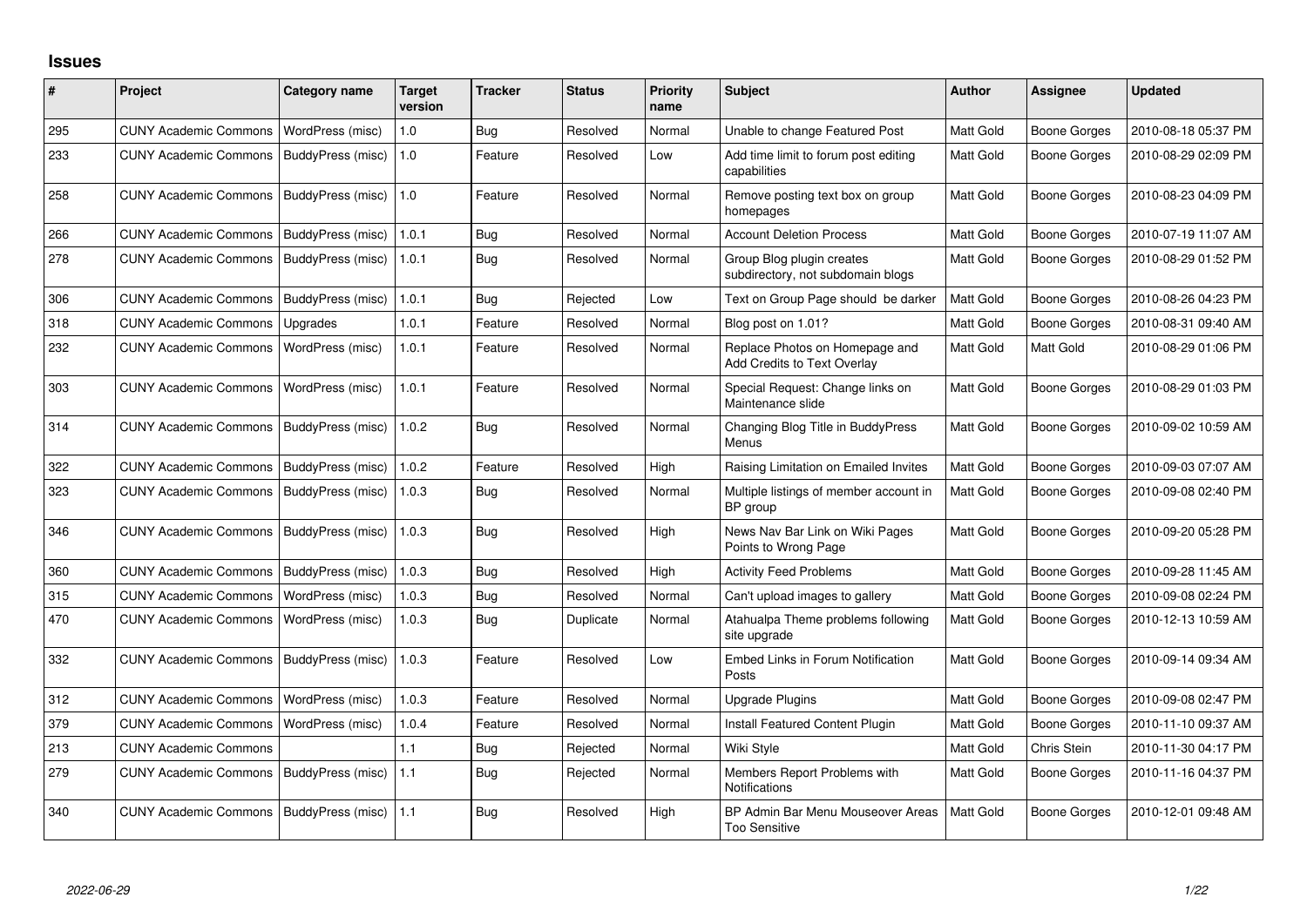## Issues

| # | Project | Category name | Target version | Tracker | Status | Priority name | Subject | Author | Assignee | Updated |
|---|---|---|---|---|---|---|---|---|---|---|
| 295 | CUNY Academic Commons | WordPress (misc) | 1.0 | Bug | Resolved | Normal | Unable to change Featured Post | Matt Gold | Boone Gorges | 2010-08-18 05:37 PM |
| 233 | CUNY Academic Commons | BuddyPress (misc) | 1.0 | Feature | Resolved | Low | Add time limit to forum post editing capabilities | Matt Gold | Boone Gorges | 2010-08-29 02:09 PM |
| 258 | CUNY Academic Commons | BuddyPress (misc) | 1.0 | Feature | Resolved | Normal | Remove posting text box on group homepages | Matt Gold | Boone Gorges | 2010-08-23 04:09 PM |
| 266 | CUNY Academic Commons | BuddyPress (misc) | 1.0.1 | Bug | Resolved | Normal | Account Deletion Process | Matt Gold | Boone Gorges | 2010-07-19 11:07 AM |
| 278 | CUNY Academic Commons | BuddyPress (misc) | 1.0.1 | Bug | Resolved | Normal | Group Blog plugin creates subdirectory, not subdomain blogs | Matt Gold | Boone Gorges | 2010-08-29 01:52 PM |
| 306 | CUNY Academic Commons | BuddyPress (misc) | 1.0.1 | Bug | Rejected | Low | Text on Group Page should be darker | Matt Gold | Boone Gorges | 2010-08-26 04:23 PM |
| 318 | CUNY Academic Commons | Upgrades | 1.0.1 | Feature | Resolved | Normal | Blog post on 1.01? | Matt Gold | Boone Gorges | 2010-08-31 09:40 AM |
| 232 | CUNY Academic Commons | WordPress (misc) | 1.0.1 | Feature | Resolved | Normal | Replace Photos on Homepage and Add Credits to Text Overlay | Matt Gold | Matt Gold | 2010-08-29 01:06 PM |
| 303 | CUNY Academic Commons | WordPress (misc) | 1.0.1 | Feature | Resolved | Normal | Special Request: Change links on Maintenance slide | Matt Gold | Boone Gorges | 2010-08-29 01:03 PM |
| 314 | CUNY Academic Commons | BuddyPress (misc) | 1.0.2 | Bug | Resolved | Normal | Changing Blog Title in BuddyPress Menus | Matt Gold | Boone Gorges | 2010-09-02 10:59 AM |
| 322 | CUNY Academic Commons | BuddyPress (misc) | 1.0.2 | Feature | Resolved | High | Raising Limitation on Emailed Invites | Matt Gold | Boone Gorges | 2010-09-03 07:07 AM |
| 323 | CUNY Academic Commons | BuddyPress (misc) | 1.0.3 | Bug | Resolved | Normal | Multiple listings of member account in BP group | Matt Gold | Boone Gorges | 2010-09-08 02:40 PM |
| 346 | CUNY Academic Commons | BuddyPress (misc) | 1.0.3 | Bug | Resolved | High | News Nav Bar Link on Wiki Pages Points to Wrong Page | Matt Gold | Boone Gorges | 2010-09-20 05:28 PM |
| 360 | CUNY Academic Commons | BuddyPress (misc) | 1.0.3 | Bug | Resolved | High | Activity Feed Problems | Matt Gold | Boone Gorges | 2010-09-28 11:45 AM |
| 315 | CUNY Academic Commons | WordPress (misc) | 1.0.3 | Bug | Resolved | Normal | Can't upload images to gallery | Matt Gold | Boone Gorges | 2010-09-08 02:24 PM |
| 470 | CUNY Academic Commons | WordPress (misc) | 1.0.3 | Bug | Duplicate | Normal | Atahualpa Theme problems following site upgrade | Matt Gold | Boone Gorges | 2010-12-13 10:59 AM |
| 332 | CUNY Academic Commons | BuddyPress (misc) | 1.0.3 | Feature | Resolved | Low | Embed Links in Forum Notification Posts | Matt Gold | Boone Gorges | 2010-09-14 09:34 AM |
| 312 | CUNY Academic Commons | WordPress (misc) | 1.0.3 | Feature | Resolved | Normal | Upgrade Plugins | Matt Gold | Boone Gorges | 2010-09-08 02:47 PM |
| 379 | CUNY Academic Commons | WordPress (misc) | 1.0.4 | Feature | Resolved | Normal | Install Featured Content Plugin | Matt Gold | Boone Gorges | 2010-11-10 09:37 AM |
| 213 | CUNY Academic Commons | | 1.1 | Bug | Rejected | Normal | Wiki Style | Matt Gold | Chris Stein | 2010-11-30 04:17 PM |
| 279 | CUNY Academic Commons | BuddyPress (misc) | 1.1 | Bug | Rejected | Normal | Members Report Problems with Notifications | Matt Gold | Boone Gorges | 2010-11-16 04:37 PM |
| 340 | CUNY Academic Commons | BuddyPress (misc) | 1.1 | Bug | Resolved | High | BP Admin Bar Menu Mouseover Areas Too Sensitive | Matt Gold | Boone Gorges | 2010-12-01 09:48 AM |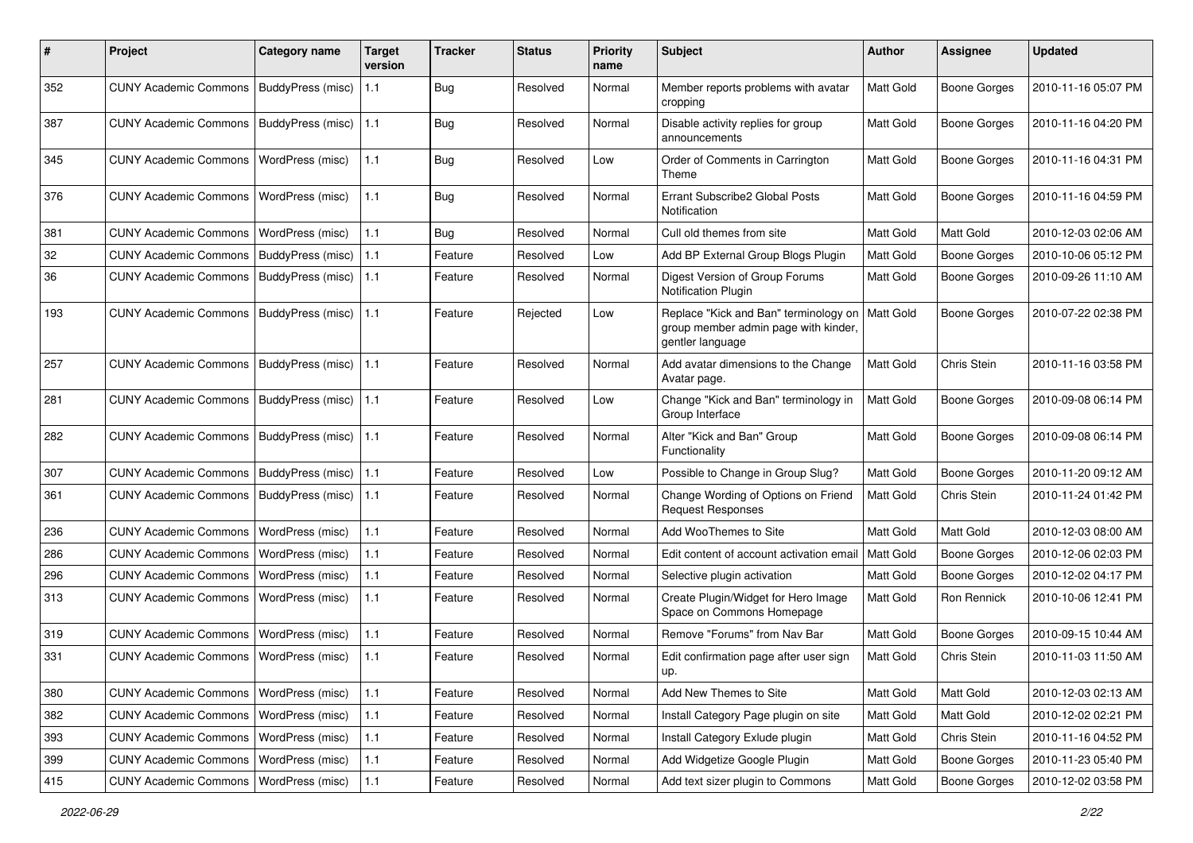| # | Project | Category name | Target version | Tracker | Status | Priority name | Subject | Author | Assignee | Updated |
|---|---|---|---|---|---|---|---|---|---|---|
| 352 | CUNY Academic Commons | BuddyPress (misc) | 1.1 | Bug | Resolved | Normal | Member reports problems with avatar cropping | Matt Gold | Boone Gorges | 2010-11-16 05:07 PM |
| 387 | CUNY Academic Commons | BuddyPress (misc) | 1.1 | Bug | Resolved | Normal | Disable activity replies for group announcements | Matt Gold | Boone Gorges | 2010-11-16 04:20 PM |
| 345 | CUNY Academic Commons | WordPress (misc) | 1.1 | Bug | Resolved | Low | Order of Comments in Carrington Theme | Matt Gold | Boone Gorges | 2010-11-16 04:31 PM |
| 376 | CUNY Academic Commons | WordPress (misc) | 1.1 | Bug | Resolved | Normal | Errant Subscribe2 Global Posts Notification | Matt Gold | Boone Gorges | 2010-11-16 04:59 PM |
| 381 | CUNY Academic Commons | WordPress (misc) | 1.1 | Bug | Resolved | Normal | Cull old themes from site | Matt Gold | Matt Gold | 2010-12-03 02:06 AM |
| 32 | CUNY Academic Commons | BuddyPress (misc) | 1.1 | Feature | Resolved | Low | Add BP External Group Blogs Plugin | Matt Gold | Boone Gorges | 2010-10-06 05:12 PM |
| 36 | CUNY Academic Commons | BuddyPress (misc) | 1.1 | Feature | Resolved | Normal | Digest Version of Group Forums Notification Plugin | Matt Gold | Boone Gorges | 2010-09-26 11:10 AM |
| 193 | CUNY Academic Commons | BuddyPress (misc) | 1.1 | Feature | Rejected | Low | Replace "Kick and Ban" terminology on group member admin page with kinder, gentler language | Matt Gold | Boone Gorges | 2010-07-22 02:38 PM |
| 257 | CUNY Academic Commons | BuddyPress (misc) | 1.1 | Feature | Resolved | Normal | Add avatar dimensions to the Change Avatar page. | Matt Gold | Chris Stein | 2010-11-16 03:58 PM |
| 281 | CUNY Academic Commons | BuddyPress (misc) | 1.1 | Feature | Resolved | Low | Change "Kick and Ban" terminology in Group Interface | Matt Gold | Boone Gorges | 2010-09-08 06:14 PM |
| 282 | CUNY Academic Commons | BuddyPress (misc) | 1.1 | Feature | Resolved | Normal | Alter "Kick and Ban" Group Functionality | Matt Gold | Boone Gorges | 2010-09-08 06:14 PM |
| 307 | CUNY Academic Commons | BuddyPress (misc) | 1.1 | Feature | Resolved | Low | Possible to Change in Group Slug? | Matt Gold | Boone Gorges | 2010-11-20 09:12 AM |
| 361 | CUNY Academic Commons | BuddyPress (misc) | 1.1 | Feature | Resolved | Normal | Change Wording of Options on Friend Request Responses | Matt Gold | Chris Stein | 2010-11-24 01:42 PM |
| 236 | CUNY Academic Commons | WordPress (misc) | 1.1 | Feature | Resolved | Normal | Add WooThemes to Site | Matt Gold | Matt Gold | 2010-12-03 08:00 AM |
| 286 | CUNY Academic Commons | WordPress (misc) | 1.1 | Feature | Resolved | Normal | Edit content of account activation email | Matt Gold | Boone Gorges | 2010-12-06 02:03 PM |
| 296 | CUNY Academic Commons | WordPress (misc) | 1.1 | Feature | Resolved | Normal | Selective plugin activation | Matt Gold | Boone Gorges | 2010-12-02 04:17 PM |
| 313 | CUNY Academic Commons | WordPress (misc) | 1.1 | Feature | Resolved | Normal | Create Plugin/Widget for Hero Image Space on Commons Homepage | Matt Gold | Ron Rennick | 2010-10-06 12:41 PM |
| 319 | CUNY Academic Commons | WordPress (misc) | 1.1 | Feature | Resolved | Normal | Remove "Forums" from Nav Bar | Matt Gold | Boone Gorges | 2010-09-15 10:44 AM |
| 331 | CUNY Academic Commons | WordPress (misc) | 1.1 | Feature | Resolved | Normal | Edit confirmation page after user sign up. | Matt Gold | Chris Stein | 2010-11-03 11:50 AM |
| 380 | CUNY Academic Commons | WordPress (misc) | 1.1 | Feature | Resolved | Normal | Add New Themes to Site | Matt Gold | Matt Gold | 2010-12-03 02:13 AM |
| 382 | CUNY Academic Commons | WordPress (misc) | 1.1 | Feature | Resolved | Normal | Install Category Page plugin on site | Matt Gold | Matt Gold | 2010-12-02 02:21 PM |
| 393 | CUNY Academic Commons | WordPress (misc) | 1.1 | Feature | Resolved | Normal | Install Category Exlude plugin | Matt Gold | Chris Stein | 2010-11-16 04:52 PM |
| 399 | CUNY Academic Commons | WordPress (misc) | 1.1 | Feature | Resolved | Normal | Add Widgetize Google Plugin | Matt Gold | Boone Gorges | 2010-11-23 05:40 PM |
| 415 | CUNY Academic Commons | WordPress (misc) | 1.1 | Feature | Resolved | Normal | Add text sizer plugin to Commons | Matt Gold | Boone Gorges | 2010-12-02 03:58 PM |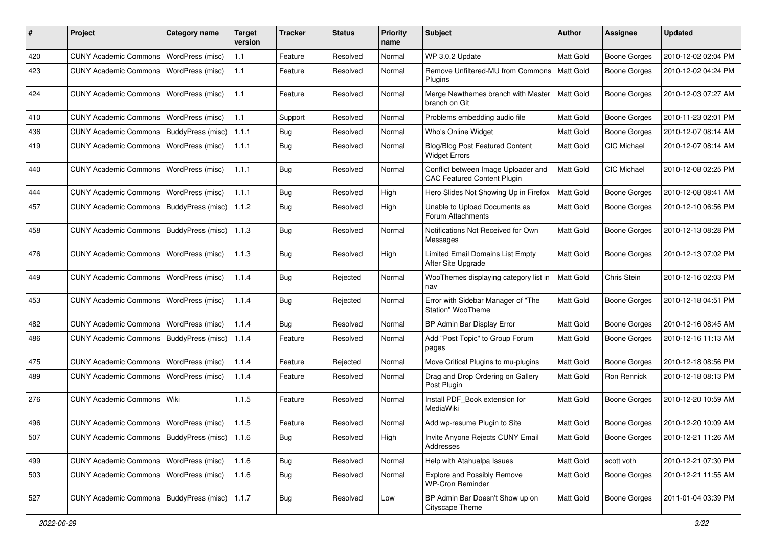| # | Project | Category name | Target version | Tracker | Status | Priority name | Subject | Author | Assignee | Updated |
|---|---|---|---|---|---|---|---|---|---|---|
| 420 | CUNY Academic Commons | WordPress (misc) | 1.1 | Feature | Resolved | Normal | WP 3.0.2 Update | Matt Gold | Boone Gorges | 2010-12-02 02:04 PM |
| 423 | CUNY Academic Commons | WordPress (misc) | 1.1 | Feature | Resolved | Normal | Remove Unfiltered-MU from Commons Plugins | Matt Gold | Boone Gorges | 2010-12-02 04:24 PM |
| 424 | CUNY Academic Commons | WordPress (misc) | 1.1 | Feature | Resolved | Normal | Merge Newthemes branch with Master branch on Git | Matt Gold | Boone Gorges | 2010-12-03 07:27 AM |
| 410 | CUNY Academic Commons | WordPress (misc) | 1.1 | Support | Resolved | Normal | Problems embedding audio file | Matt Gold | Boone Gorges | 2010-11-23 02:01 PM |
| 436 | CUNY Academic Commons | BuddyPress (misc) | 1.1.1 | Bug | Resolved | Normal | Who's Online Widget | Matt Gold | Boone Gorges | 2010-12-07 08:14 AM |
| 419 | CUNY Academic Commons | WordPress (misc) | 1.1.1 | Bug | Resolved | Normal | Blog/Blog Post Featured Content Widget Errors | Matt Gold | CIC Michael | 2010-12-07 08:14 AM |
| 440 | CUNY Academic Commons | WordPress (misc) | 1.1.1 | Bug | Resolved | Normal | Conflict between Image Uploader and CAC Featured Content Plugin | Matt Gold | CIC Michael | 2010-12-08 02:25 PM |
| 444 | CUNY Academic Commons | WordPress (misc) | 1.1.1 | Bug | Resolved | High | Hero Slides Not Showing Up in Firefox | Matt Gold | Boone Gorges | 2010-12-08 08:41 AM |
| 457 | CUNY Academic Commons | BuddyPress (misc) | 1.1.2 | Bug | Resolved | High | Unable to Upload Documents as Forum Attachments | Matt Gold | Boone Gorges | 2010-12-10 06:56 PM |
| 458 | CUNY Academic Commons | BuddyPress (misc) | 1.1.3 | Bug | Resolved | Normal | Notifications Not Received for Own Messages | Matt Gold | Boone Gorges | 2010-12-13 08:28 PM |
| 476 | CUNY Academic Commons | WordPress (misc) | 1.1.3 | Bug | Resolved | High | Limited Email Domains List Empty After Site Upgrade | Matt Gold | Boone Gorges | 2010-12-13 07:02 PM |
| 449 | CUNY Academic Commons | WordPress (misc) | 1.1.4 | Bug | Rejected | Normal | WooThemes displaying category list in nav | Matt Gold | Chris Stein | 2010-12-16 02:03 PM |
| 453 | CUNY Academic Commons | WordPress (misc) | 1.1.4 | Bug | Rejected | Normal | Error with Sidebar Manager of "The Station" WooTheme | Matt Gold | Boone Gorges | 2010-12-18 04:51 PM |
| 482 | CUNY Academic Commons | WordPress (misc) | 1.1.4 | Bug | Resolved | Normal | BP Admin Bar Display Error | Matt Gold | Boone Gorges | 2010-12-16 08:45 AM |
| 486 | CUNY Academic Commons | BuddyPress (misc) | 1.1.4 | Feature | Resolved | Normal | Add "Post Topic" to Group Forum pages | Matt Gold | Boone Gorges | 2010-12-16 11:13 AM |
| 475 | CUNY Academic Commons | WordPress (misc) | 1.1.4 | Feature | Rejected | Normal | Move Critical Plugins to mu-plugins | Matt Gold | Boone Gorges | 2010-12-18 08:56 PM |
| 489 | CUNY Academic Commons | WordPress (misc) | 1.1.4 | Feature | Resolved | Normal | Drag and Drop Ordering on Gallery Post Plugin | Matt Gold | Ron Rennick | 2010-12-18 08:13 PM |
| 276 | CUNY Academic Commons | Wiki | 1.1.5 | Feature | Resolved | Normal | Install PDF_Book extension for MediaWiki | Matt Gold | Boone Gorges | 2010-12-20 10:59 AM |
| 496 | CUNY Academic Commons | WordPress (misc) | 1.1.5 | Feature | Resolved | Normal | Add wp-resume Plugin to Site | Matt Gold | Boone Gorges | 2010-12-20 10:09 AM |
| 507 | CUNY Academic Commons | BuddyPress (misc) | 1.1.6 | Bug | Resolved | High | Invite Anyone Rejects CUNY Email Addresses | Matt Gold | Boone Gorges | 2010-12-21 11:26 AM |
| 499 | CUNY Academic Commons | WordPress (misc) | 1.1.6 | Bug | Resolved | Normal | Help with Atahualpa Issues | Matt Gold | scott voth | 2010-12-21 07:30 PM |
| 503 | CUNY Academic Commons | WordPress (misc) | 1.1.6 | Bug | Resolved | Normal | Explore and Possibly Remove WP-Cron Reminder | Matt Gold | Boone Gorges | 2010-12-21 11:55 AM |
| 527 | CUNY Academic Commons | BuddyPress (misc) | 1.1.7 | Bug | Resolved | Low | BP Admin Bar Doesn't Show up on Cityscape Theme | Matt Gold | Boone Gorges | 2011-01-04 03:39 PM |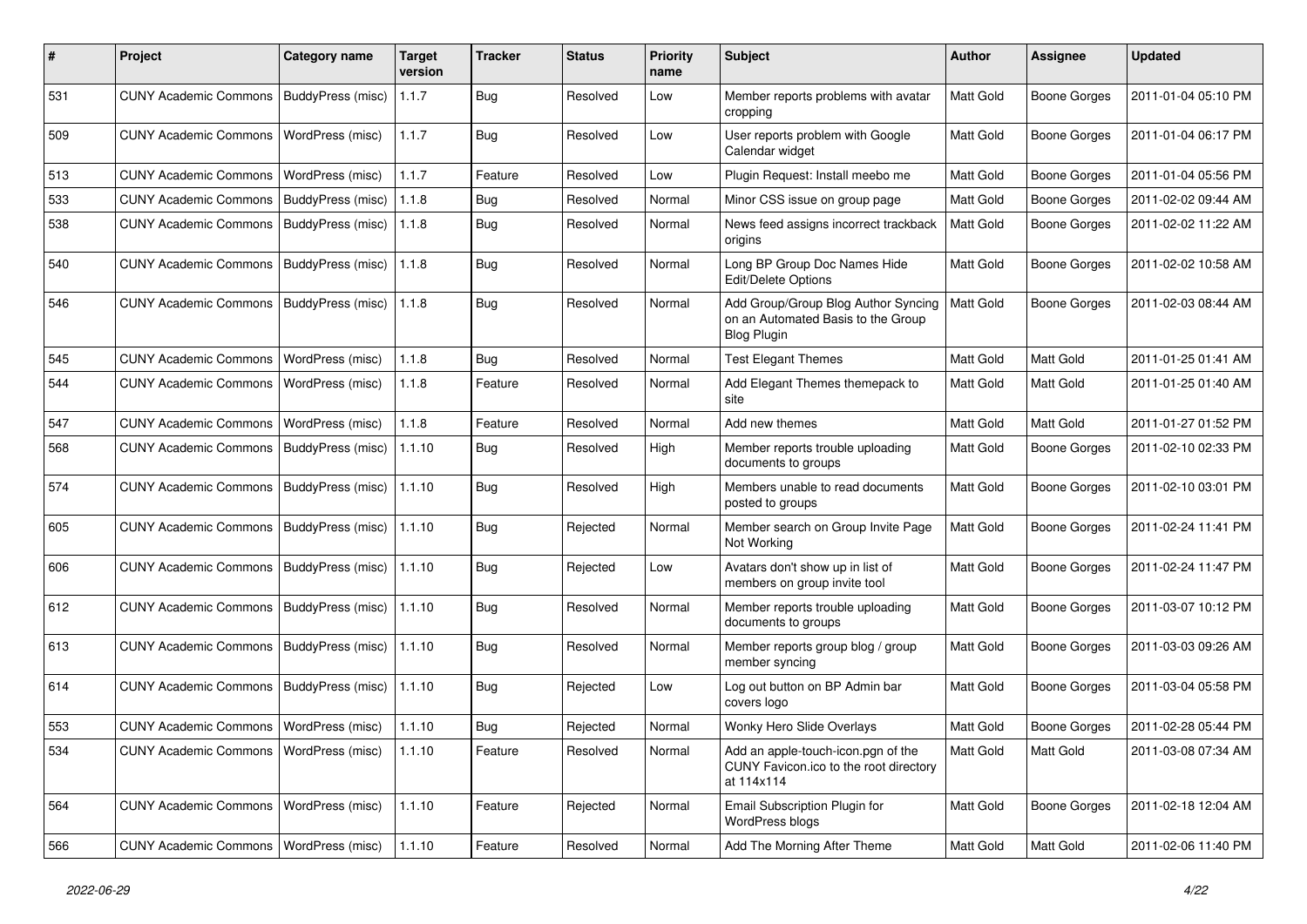| # | Project | Category name | Target version | Tracker | Status | Priority name | Subject | Author | Assignee | Updated |
|---|---|---|---|---|---|---|---|---|---|---|
| 531 | CUNY Academic Commons | BuddyPress (misc) | 1.1.7 | Bug | Resolved | Low | Member reports problems with avatar cropping | Matt Gold | Boone Gorges | 2011-01-04 05:10 PM |
| 509 | CUNY Academic Commons | WordPress (misc) | 1.1.7 | Bug | Resolved | Low | User reports problem with Google Calendar widget | Matt Gold | Boone Gorges | 2011-01-04 06:17 PM |
| 513 | CUNY Academic Commons | WordPress (misc) | 1.1.7 | Feature | Resolved | Low | Plugin Request: Install meebo me | Matt Gold | Boone Gorges | 2011-01-04 05:56 PM |
| 533 | CUNY Academic Commons | BuddyPress (misc) | 1.1.8 | Bug | Resolved | Normal | Minor CSS issue on group page | Matt Gold | Boone Gorges | 2011-02-02 09:44 AM |
| 538 | CUNY Academic Commons | BuddyPress (misc) | 1.1.8 | Bug | Resolved | Normal | News feed assigns incorrect trackback origins | Matt Gold | Boone Gorges | 2011-02-02 11:22 AM |
| 540 | CUNY Academic Commons | BuddyPress (misc) | 1.1.8 | Bug | Resolved | Normal | Long BP Group Doc Names Hide Edit/Delete Options | Matt Gold | Boone Gorges | 2011-02-02 10:58 AM |
| 546 | CUNY Academic Commons | BuddyPress (misc) | 1.1.8 | Bug | Resolved | Normal | Add Group/Group Blog Author Syncing on an Automated Basis to the Group Blog Plugin | Matt Gold | Boone Gorges | 2011-02-03 08:44 AM |
| 545 | CUNY Academic Commons | WordPress (misc) | 1.1.8 | Bug | Resolved | Normal | Test Elegant Themes | Matt Gold | Matt Gold | 2011-01-25 01:41 AM |
| 544 | CUNY Academic Commons | WordPress (misc) | 1.1.8 | Feature | Resolved | Normal | Add Elegant Themes themepack to site | Matt Gold | Matt Gold | 2011-01-25 01:40 AM |
| 547 | CUNY Academic Commons | WordPress (misc) | 1.1.8 | Feature | Resolved | Normal | Add new themes | Matt Gold | Matt Gold | 2011-01-27 01:52 PM |
| 568 | CUNY Academic Commons | BuddyPress (misc) | 1.1.10 | Bug | Resolved | High | Member reports trouble uploading documents to groups | Matt Gold | Boone Gorges | 2011-02-10 02:33 PM |
| 574 | CUNY Academic Commons | BuddyPress (misc) | 1.1.10 | Bug | Resolved | High | Members unable to read documents posted to groups | Matt Gold | Boone Gorges | 2011-02-10 03:01 PM |
| 605 | CUNY Academic Commons | BuddyPress (misc) | 1.1.10 | Bug | Rejected | Normal | Member search on Group Invite Page Not Working | Matt Gold | Boone Gorges | 2011-02-24 11:41 PM |
| 606 | CUNY Academic Commons | BuddyPress (misc) | 1.1.10 | Bug | Rejected | Low | Avatars don't show up in list of members on group invite tool | Matt Gold | Boone Gorges | 2011-02-24 11:47 PM |
| 612 | CUNY Academic Commons | BuddyPress (misc) | 1.1.10 | Bug | Resolved | Normal | Member reports trouble uploading documents to groups | Matt Gold | Boone Gorges | 2011-03-07 10:12 PM |
| 613 | CUNY Academic Commons | BuddyPress (misc) | 1.1.10 | Bug | Resolved | Normal | Member reports group blog / group member syncing | Matt Gold | Boone Gorges | 2011-03-03 09:26 AM |
| 614 | CUNY Academic Commons | BuddyPress (misc) | 1.1.10 | Bug | Rejected | Low | Log out button on BP Admin bar covers logo | Matt Gold | Boone Gorges | 2011-03-04 05:58 PM |
| 553 | CUNY Academic Commons | WordPress (misc) | 1.1.10 | Bug | Rejected | Normal | Wonky Hero Slide Overlays | Matt Gold | Boone Gorges | 2011-02-28 05:44 PM |
| 534 | CUNY Academic Commons | WordPress (misc) | 1.1.10 | Feature | Resolved | Normal | Add an apple-touch-icon.pgn of the CUNY Favicon.ico to the root directory at 114x114 | Matt Gold | Matt Gold | 2011-03-08 07:34 AM |
| 564 | CUNY Academic Commons | WordPress (misc) | 1.1.10 | Feature | Rejected | Normal | Email Subscription Plugin for WordPress blogs | Matt Gold | Boone Gorges | 2011-02-18 12:04 AM |
| 566 | CUNY Academic Commons | WordPress (misc) | 1.1.10 | Feature | Resolved | Normal | Add The Morning After Theme | Matt Gold | Matt Gold | 2011-02-06 11:40 PM |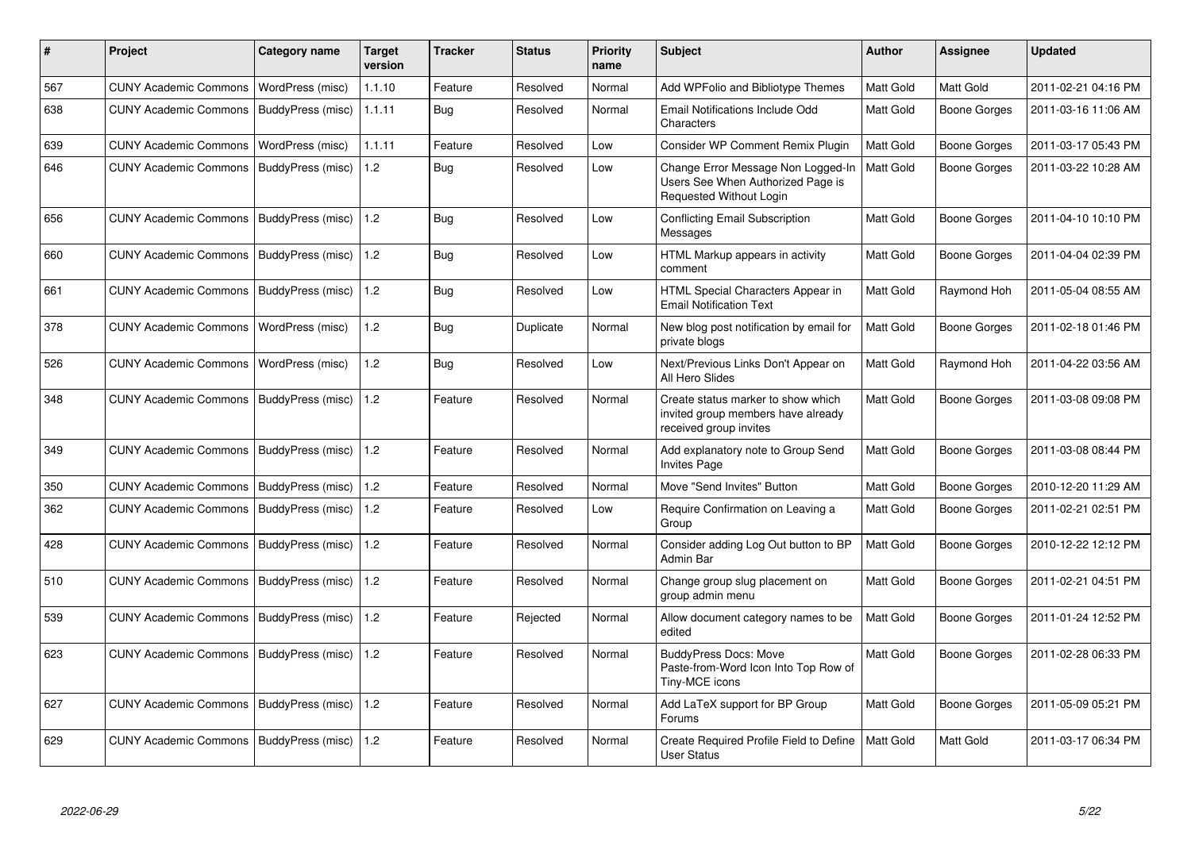| # | Project | Category name | Target version | Tracker | Status | Priority name | Subject | Author | Assignee | Updated |
|---|---|---|---|---|---|---|---|---|---|---|
| 567 | CUNY Academic Commons | WordPress (misc) | 1.1.10 | Feature | Resolved | Normal | Add WPFolio and Bibliotype Themes | Matt Gold | Matt Gold | 2011-02-21 04:16 PM |
| 638 | CUNY Academic Commons | BuddyPress (misc) | 1.1.11 | Bug | Resolved | Normal | Email Notifications Include Odd Characters | Matt Gold | Boone Gorges | 2011-03-16 11:06 AM |
| 639 | CUNY Academic Commons | WordPress (misc) | 1.1.11 | Feature | Resolved | Low | Consider WP Comment Remix Plugin | Matt Gold | Boone Gorges | 2011-03-17 05:43 PM |
| 646 | CUNY Academic Commons | BuddyPress (misc) | 1.2 | Bug | Resolved | Low | Change Error Message Non Logged-In Users See When Authorized Page is Requested Without Login | Matt Gold | Boone Gorges | 2011-03-22 10:28 AM |
| 656 | CUNY Academic Commons | BuddyPress (misc) | 1.2 | Bug | Resolved | Low | Conflicting Email Subscription Messages | Matt Gold | Boone Gorges | 2011-04-10 10:10 PM |
| 660 | CUNY Academic Commons | BuddyPress (misc) | 1.2 | Bug | Resolved | Low | HTML Markup appears in activity comment | Matt Gold | Boone Gorges | 2011-04-04 02:39 PM |
| 661 | CUNY Academic Commons | BuddyPress (misc) | 1.2 | Bug | Resolved | Low | HTML Special Characters Appear in Email Notification Text | Matt Gold | Raymond Hoh | 2011-05-04 08:55 AM |
| 378 | CUNY Academic Commons | WordPress (misc) | 1.2 | Bug | Duplicate | Normal | New blog post notification by email for private blogs | Matt Gold | Boone Gorges | 2011-02-18 01:46 PM |
| 526 | CUNY Academic Commons | WordPress (misc) | 1.2 | Bug | Resolved | Low | Next/Previous Links Don't Appear on All Hero Slides | Matt Gold | Raymond Hoh | 2011-04-22 03:56 AM |
| 348 | CUNY Academic Commons | BuddyPress (misc) | 1.2 | Feature | Resolved | Normal | Create status marker to show which invited group members have already received group invites | Matt Gold | Boone Gorges | 2011-03-08 09:08 PM |
| 349 | CUNY Academic Commons | BuddyPress (misc) | 1.2 | Feature | Resolved | Normal | Add explanatory note to Group Send Invites Page | Matt Gold | Boone Gorges | 2011-03-08 08:44 PM |
| 350 | CUNY Academic Commons | BuddyPress (misc) | 1.2 | Feature | Resolved | Normal | Move "Send Invites" Button | Matt Gold | Boone Gorges | 2010-12-20 11:29 AM |
| 362 | CUNY Academic Commons | BuddyPress (misc) | 1.2 | Feature | Resolved | Low | Require Confirmation on Leaving a Group | Matt Gold | Boone Gorges | 2011-02-21 02:51 PM |
| 428 | CUNY Academic Commons | BuddyPress (misc) | 1.2 | Feature | Resolved | Normal | Consider adding Log Out button to BP Admin Bar | Matt Gold | Boone Gorges | 2010-12-22 12:12 PM |
| 510 | CUNY Academic Commons | BuddyPress (misc) | 1.2 | Feature | Resolved | Normal | Change group slug placement on group admin menu | Matt Gold | Boone Gorges | 2011-02-21 04:51 PM |
| 539 | CUNY Academic Commons | BuddyPress (misc) | 1.2 | Feature | Rejected | Normal | Allow document category names to be edited | Matt Gold | Boone Gorges | 2011-01-24 12:52 PM |
| 623 | CUNY Academic Commons | BuddyPress (misc) | 1.2 | Feature | Resolved | Normal | BuddyPress Docs: Move Paste-from-Word Icon Into Top Row of Tiny-MCE icons | Matt Gold | Boone Gorges | 2011-02-28 06:33 PM |
| 627 | CUNY Academic Commons | BuddyPress (misc) | 1.2 | Feature | Resolved | Normal | Add LaTeX support for BP Group Forums | Matt Gold | Boone Gorges | 2011-05-09 05:21 PM |
| 629 | CUNY Academic Commons | BuddyPress (misc) | 1.2 | Feature | Resolved | Normal | Create Required Profile Field to Define User Status | Matt Gold | Matt Gold | 2011-03-17 06:34 PM |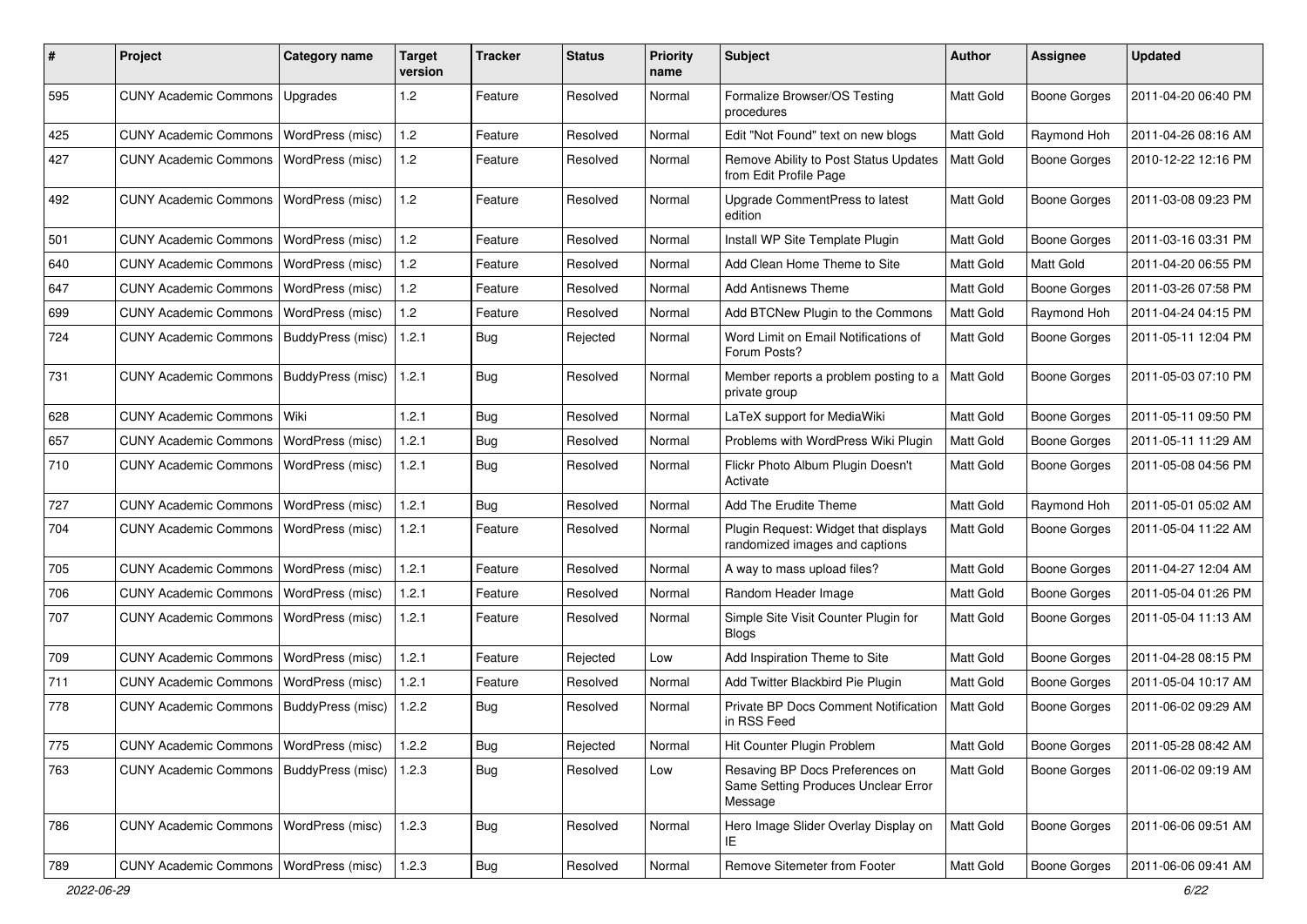| # | Project | Category name | Target version | Tracker | Status | Priority name | Subject | Author | Assignee | Updated |
|---|---|---|---|---|---|---|---|---|---|---|
| 595 | CUNY Academic Commons | Upgrades | 1.2 | Feature | Resolved | Normal | Formalize Browser/OS Testing procedures | Matt Gold | Boone Gorges | 2011-04-20 06:40 PM |
| 425 | CUNY Academic Commons | WordPress (misc) | 1.2 | Feature | Resolved | Normal | Edit "Not Found" text on new blogs | Matt Gold | Raymond Hoh | 2011-04-26 08:16 AM |
| 427 | CUNY Academic Commons | WordPress (misc) | 1.2 | Feature | Resolved | Normal | Remove Ability to Post Status Updates from Edit Profile Page | Matt Gold | Boone Gorges | 2010-12-22 12:16 PM |
| 492 | CUNY Academic Commons | WordPress (misc) | 1.2 | Feature | Resolved | Normal | Upgrade CommentPress to latest edition | Matt Gold | Boone Gorges | 2011-03-08 09:23 PM |
| 501 | CUNY Academic Commons | WordPress (misc) | 1.2 | Feature | Resolved | Normal | Install WP Site Template Plugin | Matt Gold | Boone Gorges | 2011-03-16 03:31 PM |
| 640 | CUNY Academic Commons | WordPress (misc) | 1.2 | Feature | Resolved | Normal | Add Clean Home Theme to Site | Matt Gold | Matt Gold | 2011-04-20 06:55 PM |
| 647 | CUNY Academic Commons | WordPress (misc) | 1.2 | Feature | Resolved | Normal | Add Antisnews Theme | Matt Gold | Boone Gorges | 2011-03-26 07:58 PM |
| 699 | CUNY Academic Commons | WordPress (misc) | 1.2 | Feature | Resolved | Normal | Add BTCNew Plugin to the Commons | Matt Gold | Raymond Hoh | 2011-04-24 04:15 PM |
| 724 | CUNY Academic Commons | BuddyPress (misc) | 1.2.1 | Bug | Rejected | Normal | Word Limit on Email Notifications of Forum Posts? | Matt Gold | Boone Gorges | 2011-05-11 12:04 PM |
| 731 | CUNY Academic Commons | BuddyPress (misc) | 1.2.1 | Bug | Resolved | Normal | Member reports a problem posting to a private group | Matt Gold | Boone Gorges | 2011-05-03 07:10 PM |
| 628 | CUNY Academic Commons | Wiki | 1.2.1 | Bug | Resolved | Normal | LaTeX support for MediaWiki | Matt Gold | Boone Gorges | 2011-05-11 09:50 PM |
| 657 | CUNY Academic Commons | WordPress (misc) | 1.2.1 | Bug | Resolved | Normal | Problems with WordPress Wiki Plugin | Matt Gold | Boone Gorges | 2011-05-11 11:29 AM |
| 710 | CUNY Academic Commons | WordPress (misc) | 1.2.1 | Bug | Resolved | Normal | Flickr Photo Album Plugin Doesn't Activate | Matt Gold | Boone Gorges | 2011-05-08 04:56 PM |
| 727 | CUNY Academic Commons | WordPress (misc) | 1.2.1 | Bug | Resolved | Normal | Add The Erudite Theme | Matt Gold | Raymond Hoh | 2011-05-01 05:02 AM |
| 704 | CUNY Academic Commons | WordPress (misc) | 1.2.1 | Feature | Resolved | Normal | Plugin Request: Widget that displays randomized images and captions | Matt Gold | Boone Gorges | 2011-05-04 11:22 AM |
| 705 | CUNY Academic Commons | WordPress (misc) | 1.2.1 | Feature | Resolved | Normal | A way to mass upload files? | Matt Gold | Boone Gorges | 2011-04-27 12:04 AM |
| 706 | CUNY Academic Commons | WordPress (misc) | 1.2.1 | Feature | Resolved | Normal | Random Header Image | Matt Gold | Boone Gorges | 2011-05-04 01:26 PM |
| 707 | CUNY Academic Commons | WordPress (misc) | 1.2.1 | Feature | Resolved | Normal | Simple Site Visit Counter Plugin for Blogs | Matt Gold | Boone Gorges | 2011-05-04 11:13 AM |
| 709 | CUNY Academic Commons | WordPress (misc) | 1.2.1 | Feature | Rejected | Low | Add Inspiration Theme to Site | Matt Gold | Boone Gorges | 2011-04-28 08:15 PM |
| 711 | CUNY Academic Commons | WordPress (misc) | 1.2.1 | Feature | Resolved | Normal | Add Twitter Blackbird Pie Plugin | Matt Gold | Boone Gorges | 2011-05-04 10:17 AM |
| 778 | CUNY Academic Commons | BuddyPress (misc) | 1.2.2 | Bug | Resolved | Normal | Private BP Docs Comment Notification in RSS Feed | Matt Gold | Boone Gorges | 2011-06-02 09:29 AM |
| 775 | CUNY Academic Commons | WordPress (misc) | 1.2.2 | Bug | Rejected | Normal | Hit Counter Plugin Problem | Matt Gold | Boone Gorges | 2011-05-28 08:42 AM |
| 763 | CUNY Academic Commons | BuddyPress (misc) | 1.2.3 | Bug | Resolved | Low | Resaving BP Docs Preferences on Same Setting Produces Unclear Error Message | Matt Gold | Boone Gorges | 2011-06-02 09:19 AM |
| 786 | CUNY Academic Commons | WordPress (misc) | 1.2.3 | Bug | Resolved | Normal | Hero Image Slider Overlay Display on IE | Matt Gold | Boone Gorges | 2011-06-06 09:51 AM |
| 789 | CUNY Academic Commons | WordPress (misc) | 1.2.3 | Bug | Resolved | Normal | Remove Sitemeter from Footer | Matt Gold | Boone Gorges | 2011-06-06 09:41 AM |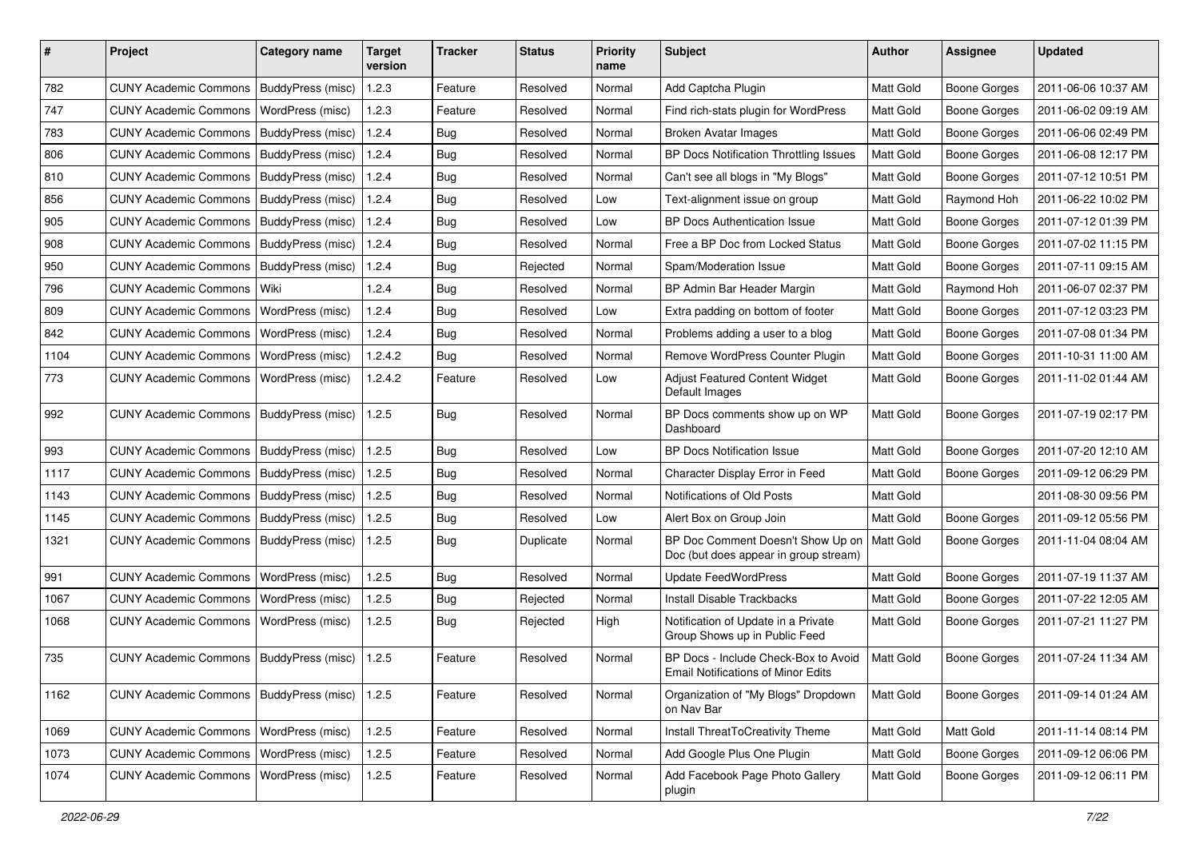| # | Project | Category name | Target version | Tracker | Status | Priority name | Subject | Author | Assignee | Updated |
|---|---|---|---|---|---|---|---|---|---|---|
| 782 | CUNY Academic Commons | BuddyPress (misc) | 1.2.3 | Feature | Resolved | Normal | Add Captcha Plugin | Matt Gold | Boone Gorges | 2011-06-06 10:37 AM |
| 747 | CUNY Academic Commons | WordPress (misc) | 1.2.3 | Feature | Resolved | Normal | Find rich-stats plugin for WordPress | Matt Gold | Boone Gorges | 2011-06-02 09:19 AM |
| 783 | CUNY Academic Commons | BuddyPress (misc) | 1.2.4 | Bug | Resolved | Normal | Broken Avatar Images | Matt Gold | Boone Gorges | 2011-06-06 02:49 PM |
| 806 | CUNY Academic Commons | BuddyPress (misc) | 1.2.4 | Bug | Resolved | Normal | BP Docs Notification Throttling Issues | Matt Gold | Boone Gorges | 2011-06-08 12:17 PM |
| 810 | CUNY Academic Commons | BuddyPress (misc) | 1.2.4 | Bug | Resolved | Normal | Can't see all blogs in "My Blogs" | Matt Gold | Boone Gorges | 2011-07-12 10:51 PM |
| 856 | CUNY Academic Commons | BuddyPress (misc) | 1.2.4 | Bug | Resolved | Low | Text-alignment issue on group | Matt Gold | Raymond Hoh | 2011-06-22 10:02 PM |
| 905 | CUNY Academic Commons | BuddyPress (misc) | 1.2.4 | Bug | Resolved | Low | BP Docs Authentication Issue | Matt Gold | Boone Gorges | 2011-07-12 01:39 PM |
| 908 | CUNY Academic Commons | BuddyPress (misc) | 1.2.4 | Bug | Resolved | Normal | Free a BP Doc from Locked Status | Matt Gold | Boone Gorges | 2011-07-02 11:15 PM |
| 950 | CUNY Academic Commons | BuddyPress (misc) | 1.2.4 | Bug | Rejected | Normal | Spam/Moderation Issue | Matt Gold | Boone Gorges | 2011-07-11 09:15 AM |
| 796 | CUNY Academic Commons | Wiki | 1.2.4 | Bug | Resolved | Normal | BP Admin Bar Header Margin | Matt Gold | Raymond Hoh | 2011-06-07 02:37 PM |
| 809 | CUNY Academic Commons | WordPress (misc) | 1.2.4 | Bug | Resolved | Low | Extra padding on bottom of footer | Matt Gold | Boone Gorges | 2011-07-12 03:23 PM |
| 842 | CUNY Academic Commons | WordPress (misc) | 1.2.4 | Bug | Resolved | Normal | Problems adding a user to a blog | Matt Gold | Boone Gorges | 2011-07-08 01:34 PM |
| 1104 | CUNY Academic Commons | WordPress (misc) | 1.2.4.2 | Bug | Resolved | Normal | Remove WordPress Counter Plugin | Matt Gold | Boone Gorges | 2011-10-31 11:00 AM |
| 773 | CUNY Academic Commons | WordPress (misc) | 1.2.4.2 | Feature | Resolved | Low | Adjust Featured Content Widget Default Images | Matt Gold | Boone Gorges | 2011-11-02 01:44 AM |
| 992 | CUNY Academic Commons | BuddyPress (misc) | 1.2.5 | Bug | Resolved | Normal | BP Docs comments show up on WP Dashboard | Matt Gold | Boone Gorges | 2011-07-19 02:17 PM |
| 993 | CUNY Academic Commons | BuddyPress (misc) | 1.2.5 | Bug | Resolved | Low | BP Docs Notification Issue | Matt Gold | Boone Gorges | 2011-07-20 12:10 AM |
| 1117 | CUNY Academic Commons | BuddyPress (misc) | 1.2.5 | Bug | Resolved | Normal | Character Display Error in Feed | Matt Gold | Boone Gorges | 2011-09-12 06:29 PM |
| 1143 | CUNY Academic Commons | BuddyPress (misc) | 1.2.5 | Bug | Resolved | Normal | Notifications of Old Posts | Matt Gold | | 2011-08-30 09:56 PM |
| 1145 | CUNY Academic Commons | BuddyPress (misc) | 1.2.5 | Bug | Resolved | Low | Alert Box on Group Join | Matt Gold | Boone Gorges | 2011-09-12 05:56 PM |
| 1321 | CUNY Academic Commons | BuddyPress (misc) | 1.2.5 | Bug | Duplicate | Normal | BP Doc Comment Doesn't Show Up on Doc (but does appear in group stream) | Matt Gold | Boone Gorges | 2011-11-04 08:04 AM |
| 991 | CUNY Academic Commons | WordPress (misc) | 1.2.5 | Bug | Resolved | Normal | Update FeedWordPress | Matt Gold | Boone Gorges | 2011-07-19 11:37 AM |
| 1067 | CUNY Academic Commons | WordPress (misc) | 1.2.5 | Bug | Rejected | Normal | Install Disable Trackbacks | Matt Gold | Boone Gorges | 2011-07-22 12:05 AM |
| 1068 | CUNY Academic Commons | WordPress (misc) | 1.2.5 | Bug | Rejected | High | Notification of Update in a Private Group Shows up in Public Feed | Matt Gold | Boone Gorges | 2011-07-21 11:27 PM |
| 735 | CUNY Academic Commons | BuddyPress (misc) | 1.2.5 | Feature | Resolved | Normal | BP Docs - Include Check-Box to Avoid Email Notifications of Minor Edits | Matt Gold | Boone Gorges | 2011-07-24 11:34 AM |
| 1162 | CUNY Academic Commons | BuddyPress (misc) | 1.2.5 | Feature | Resolved | Normal | Organization of "My Blogs" Dropdown on Nav Bar | Matt Gold | Boone Gorges | 2011-09-14 01:24 AM |
| 1069 | CUNY Academic Commons | WordPress (misc) | 1.2.5 | Feature | Resolved | Normal | Install ThreatToCreativity Theme | Matt Gold | Matt Gold | 2011-11-14 08:14 PM |
| 1073 | CUNY Academic Commons | WordPress (misc) | 1.2.5 | Feature | Resolved | Normal | Add Google Plus One Plugin | Matt Gold | Boone Gorges | 2011-09-12 06:06 PM |
| 1074 | CUNY Academic Commons | WordPress (misc) | 1.2.5 | Feature | Resolved | Normal | Add Facebook Page Photo Gallery plugin | Matt Gold | Boone Gorges | 2011-09-12 06:11 PM |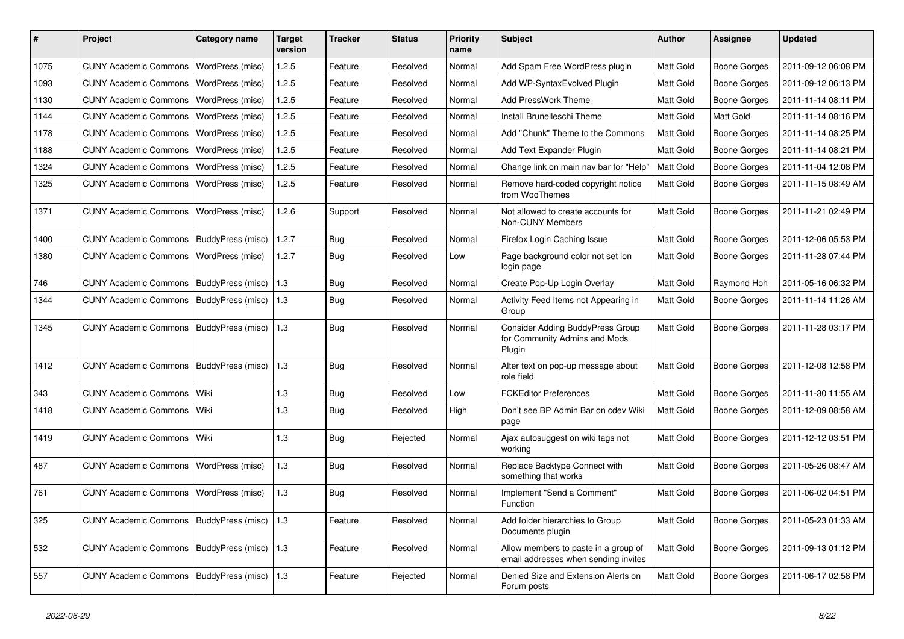| # | Project | Category name | Target version | Tracker | Status | Priority name | Subject | Author | Assignee | Updated |
|---|---|---|---|---|---|---|---|---|---|---|
| 1075 | CUNY Academic Commons | WordPress (misc) | 1.2.5 | Feature | Resolved | Normal | Add Spam Free WordPress plugin | Matt Gold | Boone Gorges | 2011-09-12 06:08 PM |
| 1093 | CUNY Academic Commons | WordPress (misc) | 1.2.5 | Feature | Resolved | Normal | Add WP-SyntaxEvolved Plugin | Matt Gold | Boone Gorges | 2011-09-12 06:13 PM |
| 1130 | CUNY Academic Commons | WordPress (misc) | 1.2.5 | Feature | Resolved | Normal | Add PressWork Theme | Matt Gold | Boone Gorges | 2011-11-14 08:11 PM |
| 1144 | CUNY Academic Commons | WordPress (misc) | 1.2.5 | Feature | Resolved | Normal | Install Brunelleschi Theme | Matt Gold | Matt Gold | 2011-11-14 08:16 PM |
| 1178 | CUNY Academic Commons | WordPress (misc) | 1.2.5 | Feature | Resolved | Normal | Add "Chunk" Theme to the Commons | Matt Gold | Boone Gorges | 2011-11-14 08:25 PM |
| 1188 | CUNY Academic Commons | WordPress (misc) | 1.2.5 | Feature | Resolved | Normal | Add Text Expander Plugin | Matt Gold | Boone Gorges | 2011-11-14 08:21 PM |
| 1324 | CUNY Academic Commons | WordPress (misc) | 1.2.5 | Feature | Resolved | Normal | Change link on main nav bar for "Help" | Matt Gold | Boone Gorges | 2011-11-04 12:08 PM |
| 1325 | CUNY Academic Commons | WordPress (misc) | 1.2.5 | Feature | Resolved | Normal | Remove hard-coded copyright notice from WooThemes | Matt Gold | Boone Gorges | 2011-11-15 08:49 AM |
| 1371 | CUNY Academic Commons | WordPress (misc) | 1.2.6 | Support | Resolved | Normal | Not allowed to create accounts for Non-CUNY Members | Matt Gold | Boone Gorges | 2011-11-21 02:49 PM |
| 1400 | CUNY Academic Commons | BuddyPress (misc) | 1.2.7 | Bug | Resolved | Normal | Firefox Login Caching Issue | Matt Gold | Boone Gorges | 2011-12-06 05:53 PM |
| 1380 | CUNY Academic Commons | WordPress (misc) | 1.2.7 | Bug | Resolved | Low | Page background color not set lon login page | Matt Gold | Boone Gorges | 2011-11-28 07:44 PM |
| 746 | CUNY Academic Commons | BuddyPress (misc) | 1.3 | Bug | Resolved | Normal | Create Pop-Up Login Overlay | Matt Gold | Raymond Hoh | 2011-05-16 06:32 PM |
| 1344 | CUNY Academic Commons | BuddyPress (misc) | 1.3 | Bug | Resolved | Normal | Activity Feed Items not Appearing in Group | Matt Gold | Boone Gorges | 2011-11-14 11:26 AM |
| 1345 | CUNY Academic Commons | BuddyPress (misc) | 1.3 | Bug | Resolved | Normal | Consider Adding BuddyPress Group for Community Admins and Mods Plugin | Matt Gold | Boone Gorges | 2011-11-28 03:17 PM |
| 1412 | CUNY Academic Commons | BuddyPress (misc) | 1.3 | Bug | Resolved | Normal | Alter text on pop-up message about role field | Matt Gold | Boone Gorges | 2011-12-08 12:58 PM |
| 343 | CUNY Academic Commons | Wiki | 1.3 | Bug | Resolved | Low | FCKEditor Preferences | Matt Gold | Boone Gorges | 2011-11-30 11:55 AM |
| 1418 | CUNY Academic Commons | Wiki | 1.3 | Bug | Resolved | High | Don't see BP Admin Bar on cdev Wiki page | Matt Gold | Boone Gorges | 2011-12-09 08:58 AM |
| 1419 | CUNY Academic Commons | Wiki | 1.3 | Bug | Rejected | Normal | Ajax autosuggest on wiki tags not working | Matt Gold | Boone Gorges | 2011-12-12 03:51 PM |
| 487 | CUNY Academic Commons | WordPress (misc) | 1.3 | Bug | Resolved | Normal | Replace Backtype Connect with something that works | Matt Gold | Boone Gorges | 2011-05-26 08:47 AM |
| 761 | CUNY Academic Commons | WordPress (misc) | 1.3 | Bug | Resolved | Normal | Implement "Send a Comment" Function | Matt Gold | Boone Gorges | 2011-06-02 04:51 PM |
| 325 | CUNY Academic Commons | BuddyPress (misc) | 1.3 | Feature | Resolved | Normal | Add folder hierarchies to Group Documents plugin | Matt Gold | Boone Gorges | 2011-05-23 01:33 AM |
| 532 | CUNY Academic Commons | BuddyPress (misc) | 1.3 | Feature | Resolved | Normal | Allow members to paste in a group of email addresses when sending invites | Matt Gold | Boone Gorges | 2011-09-13 01:12 PM |
| 557 | CUNY Academic Commons | BuddyPress (misc) | 1.3 | Feature | Rejected | Normal | Denied Size and Extension Alerts on Forum posts | Matt Gold | Boone Gorges | 2011-06-17 02:58 PM |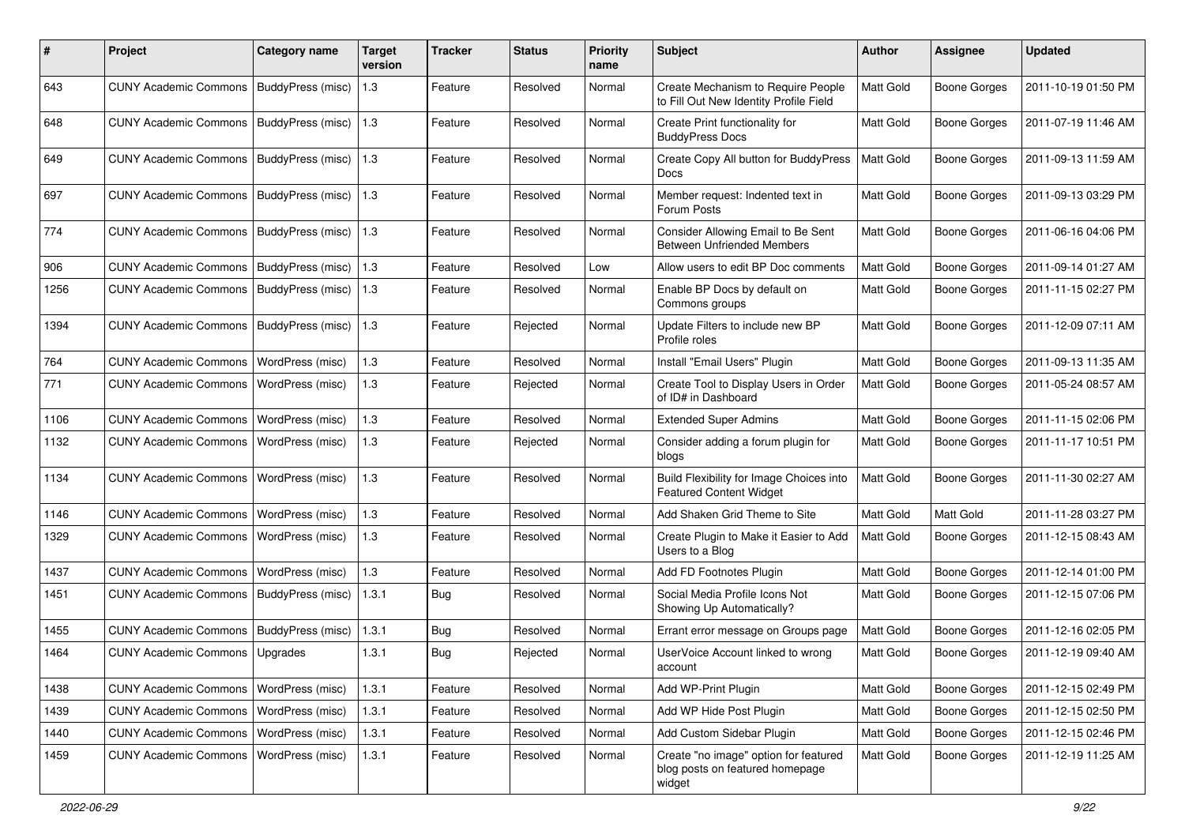| # | Project | Category name | Target version | Tracker | Status | Priority name | Subject | Author | Assignee | Updated |
|---|---|---|---|---|---|---|---|---|---|---|
| 643 | CUNY Academic Commons | BuddyPress (misc) | 1.3 | Feature | Resolved | Normal | Create Mechanism to Require People to Fill Out New Identity Profile Field | Matt Gold | Boone Gorges | 2011-10-19 01:50 PM |
| 648 | CUNY Academic Commons | BuddyPress (misc) | 1.3 | Feature | Resolved | Normal | Create Print functionality for BuddyPress Docs | Matt Gold | Boone Gorges | 2011-07-19 11:46 AM |
| 649 | CUNY Academic Commons | BuddyPress (misc) | 1.3 | Feature | Resolved | Normal | Create Copy All button for BuddyPress Docs | Matt Gold | Boone Gorges | 2011-09-13 11:59 AM |
| 697 | CUNY Academic Commons | BuddyPress (misc) | 1.3 | Feature | Resolved | Normal | Member request: Indented text in Forum Posts | Matt Gold | Boone Gorges | 2011-09-13 03:29 PM |
| 774 | CUNY Academic Commons | BuddyPress (misc) | 1.3 | Feature | Resolved | Normal | Consider Allowing Email to Be Sent Between Unfriended Members | Matt Gold | Boone Gorges | 2011-06-16 04:06 PM |
| 906 | CUNY Academic Commons | BuddyPress (misc) | 1.3 | Feature | Resolved | Low | Allow users to edit BP Doc comments | Matt Gold | Boone Gorges | 2011-09-14 01:27 AM |
| 1256 | CUNY Academic Commons | BuddyPress (misc) | 1.3 | Feature | Resolved | Normal | Enable BP Docs by default on Commons groups | Matt Gold | Boone Gorges | 2011-11-15 02:27 PM |
| 1394 | CUNY Academic Commons | BuddyPress (misc) | 1.3 | Feature | Rejected | Normal | Update Filters to include new BP Profile roles | Matt Gold | Boone Gorges | 2011-12-09 07:11 AM |
| 764 | CUNY Academic Commons | WordPress (misc) | 1.3 | Feature | Resolved | Normal | Install "Email Users" Plugin | Matt Gold | Boone Gorges | 2011-09-13 11:35 AM |
| 771 | CUNY Academic Commons | WordPress (misc) | 1.3 | Feature | Rejected | Normal | Create Tool to Display Users in Order of ID# in Dashboard | Matt Gold | Boone Gorges | 2011-05-24 08:57 AM |
| 1106 | CUNY Academic Commons | WordPress (misc) | 1.3 | Feature | Resolved | Normal | Extended Super Admins | Matt Gold | Boone Gorges | 2011-11-15 02:06 PM |
| 1132 | CUNY Academic Commons | WordPress (misc) | 1.3 | Feature | Rejected | Normal | Consider adding a forum plugin for blogs | Matt Gold | Boone Gorges | 2011-11-17 10:51 PM |
| 1134 | CUNY Academic Commons | WordPress (misc) | 1.3 | Feature | Resolved | Normal | Build Flexibility for Image Choices into Featured Content Widget | Matt Gold | Boone Gorges | 2011-11-30 02:27 AM |
| 1146 | CUNY Academic Commons | WordPress (misc) | 1.3 | Feature | Resolved | Normal | Add Shaken Grid Theme to Site | Matt Gold | Matt Gold | 2011-11-28 03:27 PM |
| 1329 | CUNY Academic Commons | WordPress (misc) | 1.3 | Feature | Resolved | Normal | Create Plugin to Make it Easier to Add Users to a Blog | Matt Gold | Boone Gorges | 2011-12-15 08:43 AM |
| 1437 | CUNY Academic Commons | WordPress (misc) | 1.3 | Feature | Resolved | Normal | Add FD Footnotes Plugin | Matt Gold | Boone Gorges | 2011-12-14 01:00 PM |
| 1451 | CUNY Academic Commons | BuddyPress (misc) | 1.3.1 | Bug | Resolved | Normal | Social Media Profile Icons Not Showing Up Automatically? | Matt Gold | Boone Gorges | 2011-12-15 07:06 PM |
| 1455 | CUNY Academic Commons | BuddyPress (misc) | 1.3.1 | Bug | Resolved | Normal | Errant error message on Groups page | Matt Gold | Boone Gorges | 2011-12-16 02:05 PM |
| 1464 | CUNY Academic Commons | Upgrades | 1.3.1 | Bug | Rejected | Normal | UserVoice Account linked to wrong account | Matt Gold | Boone Gorges | 2011-12-19 09:40 AM |
| 1438 | CUNY Academic Commons | WordPress (misc) | 1.3.1 | Feature | Resolved | Normal | Add WP-Print Plugin | Matt Gold | Boone Gorges | 2011-12-15 02:49 PM |
| 1439 | CUNY Academic Commons | WordPress (misc) | 1.3.1 | Feature | Resolved | Normal | Add WP Hide Post Plugin | Matt Gold | Boone Gorges | 2011-12-15 02:50 PM |
| 1440 | CUNY Academic Commons | WordPress (misc) | 1.3.1 | Feature | Resolved | Normal | Add Custom Sidebar Plugin | Matt Gold | Boone Gorges | 2011-12-15 02:46 PM |
| 1459 | CUNY Academic Commons | WordPress (misc) | 1.3.1 | Feature | Resolved | Normal | Create "no image" option for featured blog posts on featured homepage widget | Matt Gold | Boone Gorges | 2011-12-19 11:25 AM |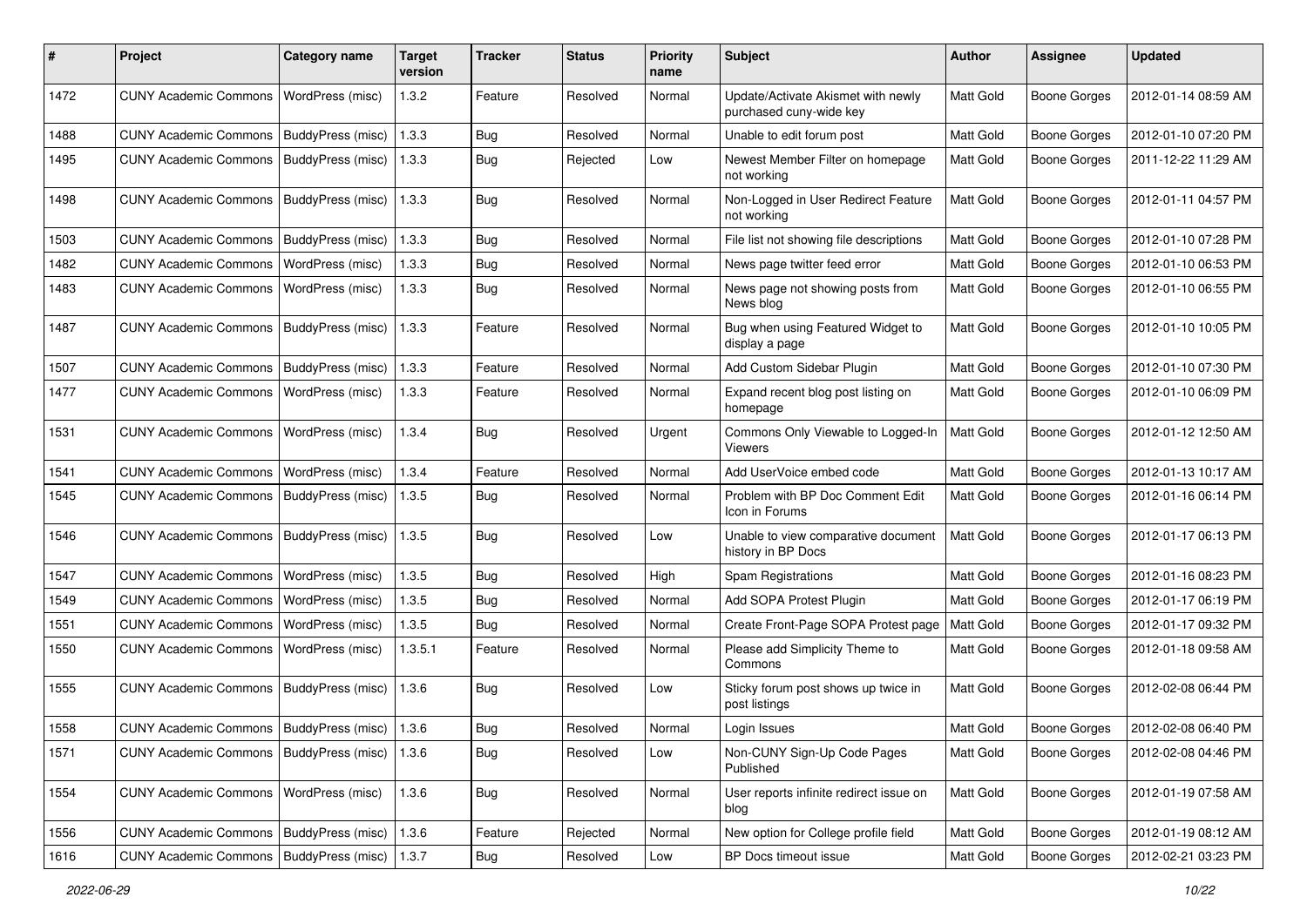| # | Project | Category name | Target version | Tracker | Status | Priority name | Subject | Author | Assignee | Updated |
|---|---|---|---|---|---|---|---|---|---|---|
| 1472 | CUNY Academic Commons | WordPress (misc) | 1.3.2 | Feature | Resolved | Normal | Update/Activate Akismet with newly purchased cuny-wide key | Matt Gold | Boone Gorges | 2012-01-14 08:59 AM |
| 1488 | CUNY Academic Commons | BuddyPress (misc) | 1.3.3 | Bug | Resolved | Normal | Unable to edit forum post | Matt Gold | Boone Gorges | 2012-01-10 07:20 PM |
| 1495 | CUNY Academic Commons | BuddyPress (misc) | 1.3.3 | Bug | Rejected | Low | Newest Member Filter on homepage not working | Matt Gold | Boone Gorges | 2011-12-22 11:29 AM |
| 1498 | CUNY Academic Commons | BuddyPress (misc) | 1.3.3 | Bug | Resolved | Normal | Non-Logged in User Redirect Feature not working | Matt Gold | Boone Gorges | 2012-01-11 04:57 PM |
| 1503 | CUNY Academic Commons | BuddyPress (misc) | 1.3.3 | Bug | Resolved | Normal | File list not showing file descriptions | Matt Gold | Boone Gorges | 2012-01-10 07:28 PM |
| 1482 | CUNY Academic Commons | WordPress (misc) | 1.3.3 | Bug | Resolved | Normal | News page twitter feed error | Matt Gold | Boone Gorges | 2012-01-10 06:53 PM |
| 1483 | CUNY Academic Commons | WordPress (misc) | 1.3.3 | Bug | Resolved | Normal | News page not showing posts from News blog | Matt Gold | Boone Gorges | 2012-01-10 06:55 PM |
| 1487 | CUNY Academic Commons | BuddyPress (misc) | 1.3.3 | Feature | Resolved | Normal | Bug when using Featured Widget to display a page | Matt Gold | Boone Gorges | 2012-01-10 10:05 PM |
| 1507 | CUNY Academic Commons | BuddyPress (misc) | 1.3.3 | Feature | Resolved | Normal | Add Custom Sidebar Plugin | Matt Gold | Boone Gorges | 2012-01-10 07:30 PM |
| 1477 | CUNY Academic Commons | WordPress (misc) | 1.3.3 | Feature | Resolved | Normal | Expand recent blog post listing on homepage | Matt Gold | Boone Gorges | 2012-01-10 06:09 PM |
| 1531 | CUNY Academic Commons | WordPress (misc) | 1.3.4 | Bug | Resolved | Urgent | Commons Only Viewable to Logged-In Viewers | Matt Gold | Boone Gorges | 2012-01-12 12:50 AM |
| 1541 | CUNY Academic Commons | WordPress (misc) | 1.3.4 | Feature | Resolved | Normal | Add UserVoice embed code | Matt Gold | Boone Gorges | 2012-01-13 10:17 AM |
| 1545 | CUNY Academic Commons | BuddyPress (misc) | 1.3.5 | Bug | Resolved | Normal | Problem with BP Doc Comment Edit Icon in Forums | Matt Gold | Boone Gorges | 2012-01-16 06:14 PM |
| 1546 | CUNY Academic Commons | BuddyPress (misc) | 1.3.5 | Bug | Resolved | Low | Unable to view comparative document history in BP Docs | Matt Gold | Boone Gorges | 2012-01-17 06:13 PM |
| 1547 | CUNY Academic Commons | WordPress (misc) | 1.3.5 | Bug | Resolved | High | Spam Registrations | Matt Gold | Boone Gorges | 2012-01-16 08:23 PM |
| 1549 | CUNY Academic Commons | WordPress (misc) | 1.3.5 | Bug | Resolved | Normal | Add SOPA Protest Plugin | Matt Gold | Boone Gorges | 2012-01-17 06:19 PM |
| 1551 | CUNY Academic Commons | WordPress (misc) | 1.3.5 | Bug | Resolved | Normal | Create Front-Page SOPA Protest page | Matt Gold | Boone Gorges | 2012-01-17 09:32 PM |
| 1550 | CUNY Academic Commons | WordPress (misc) | 1.3.5.1 | Feature | Resolved | Normal | Please add Simplicity Theme to Commons | Matt Gold | Boone Gorges | 2012-01-18 09:58 AM |
| 1555 | CUNY Academic Commons | BuddyPress (misc) | 1.3.6 | Bug | Resolved | Low | Sticky forum post shows up twice in post listings | Matt Gold | Boone Gorges | 2012-02-08 06:44 PM |
| 1558 | CUNY Academic Commons | BuddyPress (misc) | 1.3.6 | Bug | Resolved | Normal | Login Issues | Matt Gold | Boone Gorges | 2012-02-08 06:40 PM |
| 1571 | CUNY Academic Commons | BuddyPress (misc) | 1.3.6 | Bug | Resolved | Low | Non-CUNY Sign-Up Code Pages Published | Matt Gold | Boone Gorges | 2012-02-08 04:46 PM |
| 1554 | CUNY Academic Commons | WordPress (misc) | 1.3.6 | Bug | Resolved | Normal | User reports infinite redirect issue on blog | Matt Gold | Boone Gorges | 2012-01-19 07:58 AM |
| 1556 | CUNY Academic Commons | BuddyPress (misc) | 1.3.6 | Feature | Rejected | Normal | New option for College profile field | Matt Gold | Boone Gorges | 2012-01-19 08:12 AM |
| 1616 | CUNY Academic Commons | BuddyPress (misc) | 1.3.7 | Bug | Resolved | Low | BP Docs timeout issue | Matt Gold | Boone Gorges | 2012-02-21 03:23 PM |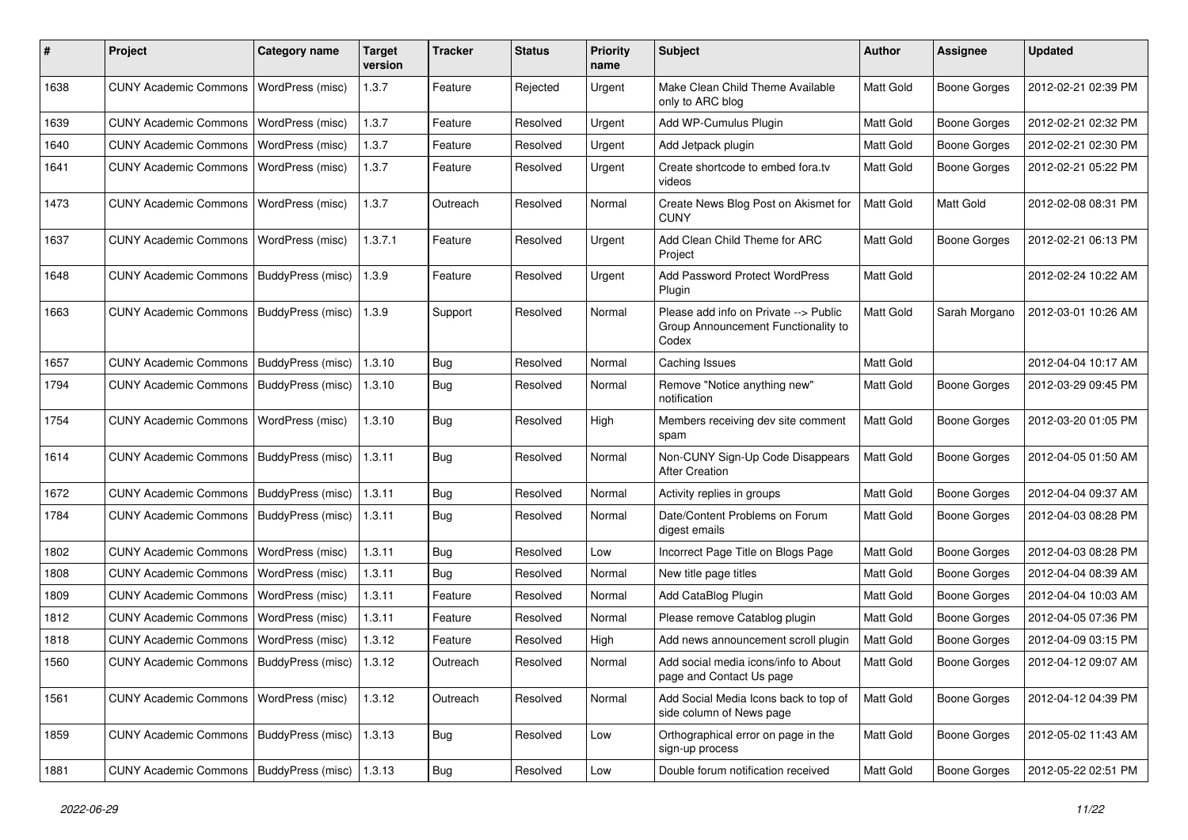| # | Project | Category name | Target version | Tracker | Status | Priority name | Subject | Author | Assignee | Updated |
|---|---|---|---|---|---|---|---|---|---|---|
| 1638 | CUNY Academic Commons | WordPress (misc) | 1.3.7 | Feature | Rejected | Urgent | Make Clean Child Theme Available only to ARC blog | Matt Gold | Boone Gorges | 2012-02-21 02:39 PM |
| 1639 | CUNY Academic Commons | WordPress (misc) | 1.3.7 | Feature | Resolved | Urgent | Add WP-Cumulus Plugin | Matt Gold | Boone Gorges | 2012-02-21 02:32 PM |
| 1640 | CUNY Academic Commons | WordPress (misc) | 1.3.7 | Feature | Resolved | Urgent | Add Jetpack plugin | Matt Gold | Boone Gorges | 2012-02-21 02:30 PM |
| 1641 | CUNY Academic Commons | WordPress (misc) | 1.3.7 | Feature | Resolved | Urgent | Create shortcode to embed fora.tv videos | Matt Gold | Boone Gorges | 2012-02-21 05:22 PM |
| 1473 | CUNY Academic Commons | WordPress (misc) | 1.3.7 | Outreach | Resolved | Normal | Create News Blog Post on Akismet for CUNY | Matt Gold | Matt Gold | 2012-02-08 08:31 PM |
| 1637 | CUNY Academic Commons | WordPress (misc) | 1.3.7.1 | Feature | Resolved | Urgent | Add Clean Child Theme for ARC Project | Matt Gold | Boone Gorges | 2012-02-21 06:13 PM |
| 1648 | CUNY Academic Commons | BuddyPress (misc) | 1.3.9 | Feature | Resolved | Urgent | Add Password Protect WordPress Plugin | Matt Gold | | 2012-02-24 10:22 AM |
| 1663 | CUNY Academic Commons | BuddyPress (misc) | 1.3.9 | Support | Resolved | Normal | Please add info on Private --> Public Group Announcement Functionality to Codex | Matt Gold | Sarah Morgano | 2012-03-01 10:26 AM |
| 1657 | CUNY Academic Commons | BuddyPress (misc) | 1.3.10 | Bug | Resolved | Normal | Caching Issues | Matt Gold | | 2012-04-04 10:17 AM |
| 1794 | CUNY Academic Commons | BuddyPress (misc) | 1.3.10 | Bug | Resolved | Normal | Remove "Notice anything new" notification | Matt Gold | Boone Gorges | 2012-03-29 09:45 PM |
| 1754 | CUNY Academic Commons | WordPress (misc) | 1.3.10 | Bug | Resolved | High | Members receiving dev site comment spam | Matt Gold | Boone Gorges | 2012-03-20 01:05 PM |
| 1614 | CUNY Academic Commons | BuddyPress (misc) | 1.3.11 | Bug | Resolved | Normal | Non-CUNY Sign-Up Code Disappears After Creation | Matt Gold | Boone Gorges | 2012-04-05 01:50 AM |
| 1672 | CUNY Academic Commons | BuddyPress (misc) | 1.3.11 | Bug | Resolved | Normal | Activity replies in groups | Matt Gold | Boone Gorges | 2012-04-04 09:37 AM |
| 1784 | CUNY Academic Commons | BuddyPress (misc) | 1.3.11 | Bug | Resolved | Normal | Date/Content Problems on Forum digest emails | Matt Gold | Boone Gorges | 2012-04-03 08:28 PM |
| 1802 | CUNY Academic Commons | WordPress (misc) | 1.3.11 | Bug | Resolved | Low | Incorrect Page Title on Blogs Page | Matt Gold | Boone Gorges | 2012-04-03 08:28 PM |
| 1808 | CUNY Academic Commons | WordPress (misc) | 1.3.11 | Bug | Resolved | Normal | New title page titles | Matt Gold | Boone Gorges | 2012-04-04 08:39 AM |
| 1809 | CUNY Academic Commons | WordPress (misc) | 1.3.11 | Feature | Resolved | Normal | Add CataBlog Plugin | Matt Gold | Boone Gorges | 2012-04-04 10:03 AM |
| 1812 | CUNY Academic Commons | WordPress (misc) | 1.3.11 | Feature | Resolved | Normal | Please remove Catablog plugin | Matt Gold | Boone Gorges | 2012-04-05 07:36 PM |
| 1818 | CUNY Academic Commons | WordPress (misc) | 1.3.12 | Feature | Resolved | High | Add news announcement scroll plugin | Matt Gold | Boone Gorges | 2012-04-09 03:15 PM |
| 1560 | CUNY Academic Commons | BuddyPress (misc) | 1.3.12 | Outreach | Resolved | Normal | Add social media icons/info to About page and Contact Us page | Matt Gold | Boone Gorges | 2012-04-12 09:07 AM |
| 1561 | CUNY Academic Commons | WordPress (misc) | 1.3.12 | Outreach | Resolved | Normal | Add Social Media Icons back to top of side column of News page | Matt Gold | Boone Gorges | 2012-04-12 04:39 PM |
| 1859 | CUNY Academic Commons | BuddyPress (misc) | 1.3.13 | Bug | Resolved | Low | Orthographical error on page in the sign-up process | Matt Gold | Boone Gorges | 2012-05-02 11:43 AM |
| 1881 | CUNY Academic Commons | BuddyPress (misc) | 1.3.13 | Bug | Resolved | Low | Double forum notification received | Matt Gold | Boone Gorges | 2012-05-22 02:51 PM |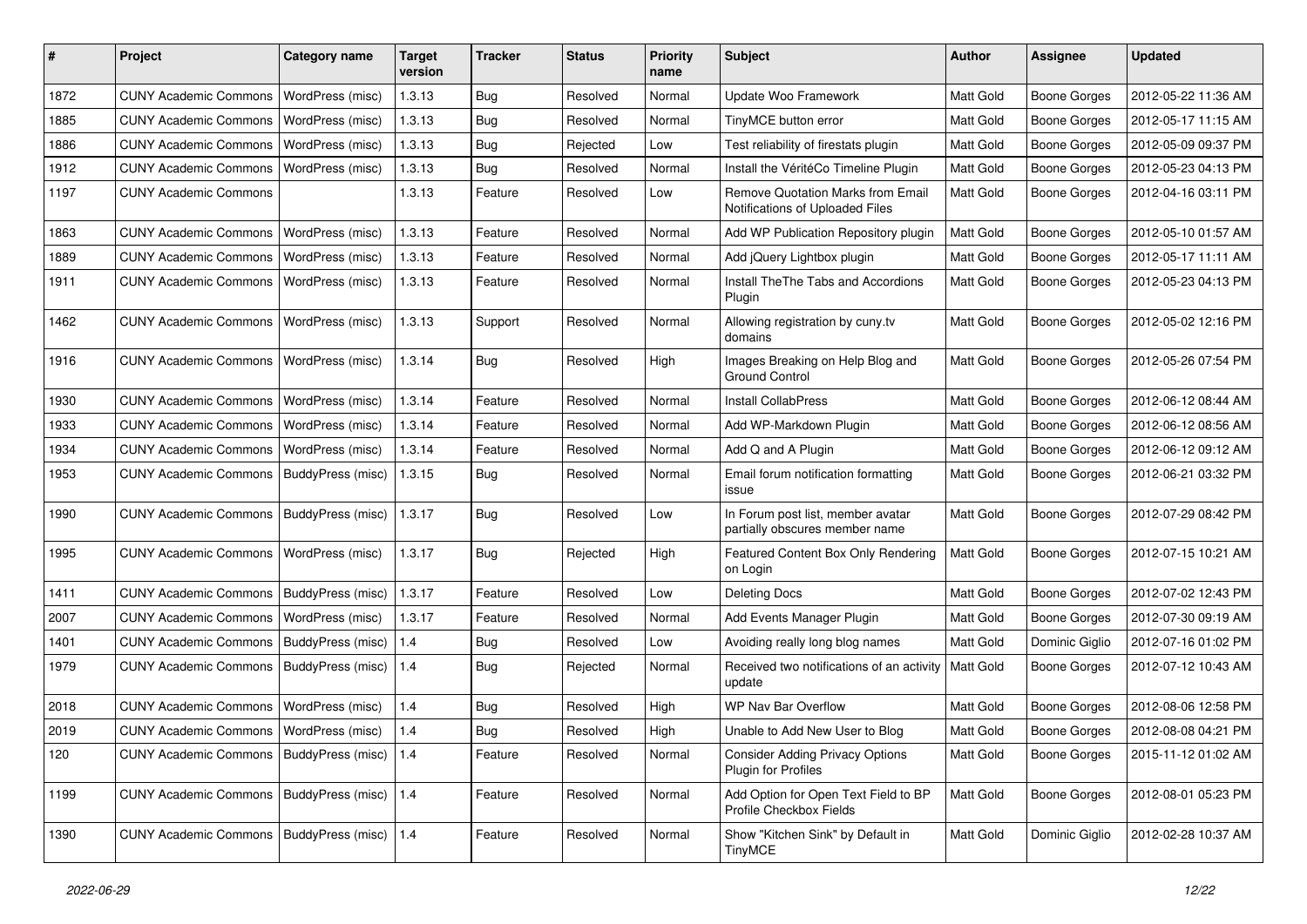| # | Project | Category name | Target version | Tracker | Status | Priority name | Subject | Author | Assignee | Updated |
|---|---|---|---|---|---|---|---|---|---|---|
| 1872 | CUNY Academic Commons | WordPress (misc) | 1.3.13 | Bug | Resolved | Normal | Update Woo Framework | Matt Gold | Boone Gorges | 2012-05-22 11:36 AM |
| 1885 | CUNY Academic Commons | WordPress (misc) | 1.3.13 | Bug | Resolved | Normal | TinyMCE button error | Matt Gold | Boone Gorges | 2012-05-17 11:15 AM |
| 1886 | CUNY Academic Commons | WordPress (misc) | 1.3.13 | Bug | Rejected | Low | Test reliability of firestats plugin | Matt Gold | Boone Gorges | 2012-05-09 09:37 PM |
| 1912 | CUNY Academic Commons | WordPress (misc) | 1.3.13 | Bug | Resolved | Normal | Install the VéritéCo Timeline Plugin | Matt Gold | Boone Gorges | 2012-05-23 04:13 PM |
| 1197 | CUNY Academic Commons | | 1.3.13 | Feature | Resolved | Low | Remove Quotation Marks from Email Notifications of Uploaded Files | Matt Gold | Boone Gorges | 2012-04-16 03:11 PM |
| 1863 | CUNY Academic Commons | WordPress (misc) | 1.3.13 | Feature | Resolved | Normal | Add WP Publication Repository plugin | Matt Gold | Boone Gorges | 2012-05-10 01:57 AM |
| 1889 | CUNY Academic Commons | WordPress (misc) | 1.3.13 | Feature | Resolved | Normal | Add jQuery Lightbox plugin | Matt Gold | Boone Gorges | 2012-05-17 11:11 AM |
| 1911 | CUNY Academic Commons | WordPress (misc) | 1.3.13 | Feature | Resolved | Normal | Install TheThe Tabs and Accordions Plugin | Matt Gold | Boone Gorges | 2012-05-23 04:13 PM |
| 1462 | CUNY Academic Commons | WordPress (misc) | 1.3.13 | Support | Resolved | Normal | Allowing registration by cuny.tv domains | Matt Gold | Boone Gorges | 2012-05-02 12:16 PM |
| 1916 | CUNY Academic Commons | WordPress (misc) | 1.3.14 | Bug | Resolved | High | Images Breaking on Help Blog and Ground Control | Matt Gold | Boone Gorges | 2012-05-26 07:54 PM |
| 1930 | CUNY Academic Commons | WordPress (misc) | 1.3.14 | Feature | Resolved | Normal | Install CollabPress | Matt Gold | Boone Gorges | 2012-06-12 08:44 AM |
| 1933 | CUNY Academic Commons | WordPress (misc) | 1.3.14 | Feature | Resolved | Normal | Add WP-Markdown Plugin | Matt Gold | Boone Gorges | 2012-06-12 08:56 AM |
| 1934 | CUNY Academic Commons | WordPress (misc) | 1.3.14 | Feature | Resolved | Normal | Add Q and A Plugin | Matt Gold | Boone Gorges | 2012-06-12 09:12 AM |
| 1953 | CUNY Academic Commons | BuddyPress (misc) | 1.3.15 | Bug | Resolved | Normal | Email forum notification formatting issue | Matt Gold | Boone Gorges | 2012-06-21 03:32 PM |
| 1990 | CUNY Academic Commons | BuddyPress (misc) | 1.3.17 | Bug | Resolved | Low | In Forum post list, member avatar partially obscures member name | Matt Gold | Boone Gorges | 2012-07-29 08:42 PM |
| 1995 | CUNY Academic Commons | WordPress (misc) | 1.3.17 | Bug | Rejected | High | Featured Content Box Only Rendering on Login | Matt Gold | Boone Gorges | 2012-07-15 10:21 AM |
| 1411 | CUNY Academic Commons | BuddyPress (misc) | 1.3.17 | Feature | Resolved | Low | Deleting Docs | Matt Gold | Boone Gorges | 2012-07-02 12:43 PM |
| 2007 | CUNY Academic Commons | WordPress (misc) | 1.3.17 | Feature | Resolved | Normal | Add Events Manager Plugin | Matt Gold | Boone Gorges | 2012-07-30 09:19 AM |
| 1401 | CUNY Academic Commons | BuddyPress (misc) | 1.4 | Bug | Resolved | Low | Avoiding really long blog names | Matt Gold | Dominic Giglio | 2012-07-16 01:02 PM |
| 1979 | CUNY Academic Commons | BuddyPress (misc) | 1.4 | Bug | Rejected | Normal | Received two notifications of an activity update | Matt Gold | Boone Gorges | 2012-07-12 10:43 AM |
| 2018 | CUNY Academic Commons | WordPress (misc) | 1.4 | Bug | Resolved | High | WP Nav Bar Overflow | Matt Gold | Boone Gorges | 2012-08-06 12:58 PM |
| 2019 | CUNY Academic Commons | WordPress (misc) | 1.4 | Bug | Resolved | High | Unable to Add New User to Blog | Matt Gold | Boone Gorges | 2012-08-08 04:21 PM |
| 120 | CUNY Academic Commons | BuddyPress (misc) | 1.4 | Feature | Resolved | Normal | Consider Adding Privacy Options Plugin for Profiles | Matt Gold | Boone Gorges | 2015-11-12 01:02 AM |
| 1199 | CUNY Academic Commons | BuddyPress (misc) | 1.4 | Feature | Resolved | Normal | Add Option for Open Text Field to BP Profile Checkbox Fields | Matt Gold | Boone Gorges | 2012-08-01 05:23 PM |
| 1390 | CUNY Academic Commons | BuddyPress (misc) | 1.4 | Feature | Resolved | Normal | Show "Kitchen Sink" by Default in TinyMCE | Matt Gold | Dominic Giglio | 2012-02-28 10:37 AM |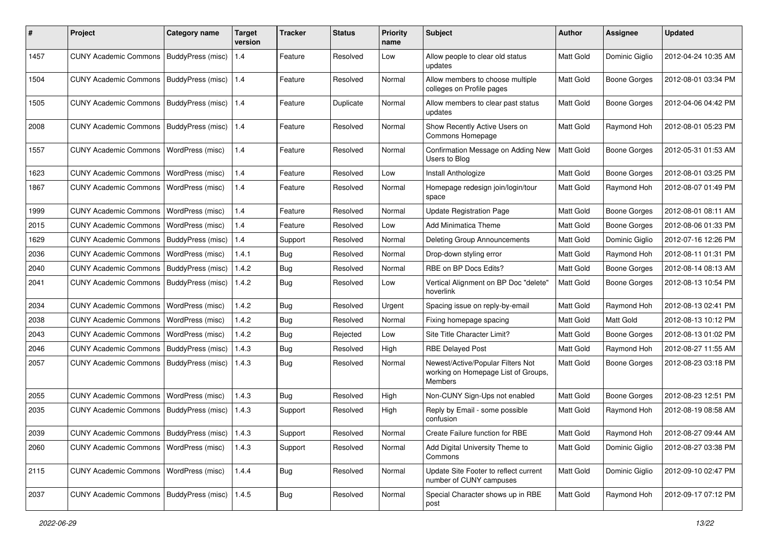| # | Project | Category name | Target version | Tracker | Status | Priority name | Subject | Author | Assignee | Updated |
|---|---|---|---|---|---|---|---|---|---|---|
| 1457 | CUNY Academic Commons | BuddyPress (misc) | 1.4 | Feature | Resolved | Low | Allow people to clear old status updates | Matt Gold | Dominic Giglio | 2012-04-24 10:35 AM |
| 1504 | CUNY Academic Commons | BuddyPress (misc) | 1.4 | Feature | Resolved | Normal | Allow members to choose multiple colleges on Profile pages | Matt Gold | Boone Gorges | 2012-08-01 03:34 PM |
| 1505 | CUNY Academic Commons | BuddyPress (misc) | 1.4 | Feature | Duplicate | Normal | Allow members to clear past status updates | Matt Gold | Boone Gorges | 2012-04-06 04:42 PM |
| 2008 | CUNY Academic Commons | BuddyPress (misc) | 1.4 | Feature | Resolved | Normal | Show Recently Active Users on Commons Homepage | Matt Gold | Raymond Hoh | 2012-08-01 05:23 PM |
| 1557 | CUNY Academic Commons | WordPress (misc) | 1.4 | Feature | Resolved | Normal | Confirmation Message on Adding New Users to Blog | Matt Gold | Boone Gorges | 2012-05-31 01:53 AM |
| 1623 | CUNY Academic Commons | WordPress (misc) | 1.4 | Feature | Resolved | Low | Install Anthologize | Matt Gold | Boone Gorges | 2012-08-01 03:25 PM |
| 1867 | CUNY Academic Commons | WordPress (misc) | 1.4 | Feature | Resolved | Normal | Homepage redesign join/login/tour space | Matt Gold | Raymond Hoh | 2012-08-07 01:49 PM |
| 1999 | CUNY Academic Commons | WordPress (misc) | 1.4 | Feature | Resolved | Normal | Update Registration Page | Matt Gold | Boone Gorges | 2012-08-01 08:11 AM |
| 2015 | CUNY Academic Commons | WordPress (misc) | 1.4 | Feature | Resolved | Low | Add Minimatica Theme | Matt Gold | Boone Gorges | 2012-08-06 01:33 PM |
| 1629 | CUNY Academic Commons | BuddyPress (misc) | 1.4 | Support | Resolved | Normal | Deleting Group Announcements | Matt Gold | Dominic Giglio | 2012-07-16 12:26 PM |
| 2036 | CUNY Academic Commons | WordPress (misc) | 1.4.1 | Bug | Resolved | Normal | Drop-down styling error | Matt Gold | Raymond Hoh | 2012-08-11 01:31 PM |
| 2040 | CUNY Academic Commons | BuddyPress (misc) | 1.4.2 | Bug | Resolved | Normal | RBE on BP Docs Edits? | Matt Gold | Boone Gorges | 2012-08-14 08:13 AM |
| 2041 | CUNY Academic Commons | BuddyPress (misc) | 1.4.2 | Bug | Resolved | Low | Vertical Alignment on BP Doc "delete" hoverlink | Matt Gold | Boone Gorges | 2012-08-13 10:54 PM |
| 2034 | CUNY Academic Commons | WordPress (misc) | 1.4.2 | Bug | Resolved | Urgent | Spacing issue on reply-by-email | Matt Gold | Raymond Hoh | 2012-08-13 02:41 PM |
| 2038 | CUNY Academic Commons | WordPress (misc) | 1.4.2 | Bug | Resolved | Normal | Fixing homepage spacing | Matt Gold | Matt Gold | 2012-08-13 10:12 PM |
| 2043 | CUNY Academic Commons | WordPress (misc) | 1.4.2 | Bug | Rejected | Low | Site Title Character Limit? | Matt Gold | Boone Gorges | 2012-08-13 01:02 PM |
| 2046 | CUNY Academic Commons | BuddyPress (misc) | 1.4.3 | Bug | Resolved | High | RBE Delayed Post | Matt Gold | Raymond Hoh | 2012-08-27 11:55 AM |
| 2057 | CUNY Academic Commons | BuddyPress (misc) | 1.4.3 | Bug | Resolved | Normal | Newest/Active/Popular Filters Not working on Homepage List of Groups, Members | Matt Gold | Boone Gorges | 2012-08-23 03:18 PM |
| 2055 | CUNY Academic Commons | WordPress (misc) | 1.4.3 | Bug | Resolved | High | Non-CUNY Sign-Ups not enabled | Matt Gold | Boone Gorges | 2012-08-23 12:51 PM |
| 2035 | CUNY Academic Commons | BuddyPress (misc) | 1.4.3 | Support | Resolved | High | Reply by Email - some possible confusion | Matt Gold | Raymond Hoh | 2012-08-19 08:58 AM |
| 2039 | CUNY Academic Commons | BuddyPress (misc) | 1.4.3 | Support | Resolved | Normal | Create Failure function for RBE | Matt Gold | Raymond Hoh | 2012-08-27 09:44 AM |
| 2060 | CUNY Academic Commons | WordPress (misc) | 1.4.3 | Support | Resolved | Normal | Add Digital University Theme to Commons | Matt Gold | Dominic Giglio | 2012-08-27 03:38 PM |
| 2115 | CUNY Academic Commons | WordPress (misc) | 1.4.4 | Bug | Resolved | Normal | Update Site Footer to reflect current number of CUNY campuses | Matt Gold | Dominic Giglio | 2012-09-10 02:47 PM |
| 2037 | CUNY Academic Commons | BuddyPress (misc) | 1.4.5 | Bug | Resolved | Normal | Special Character shows up in RBE post | Matt Gold | Raymond Hoh | 2012-09-17 07:12 PM |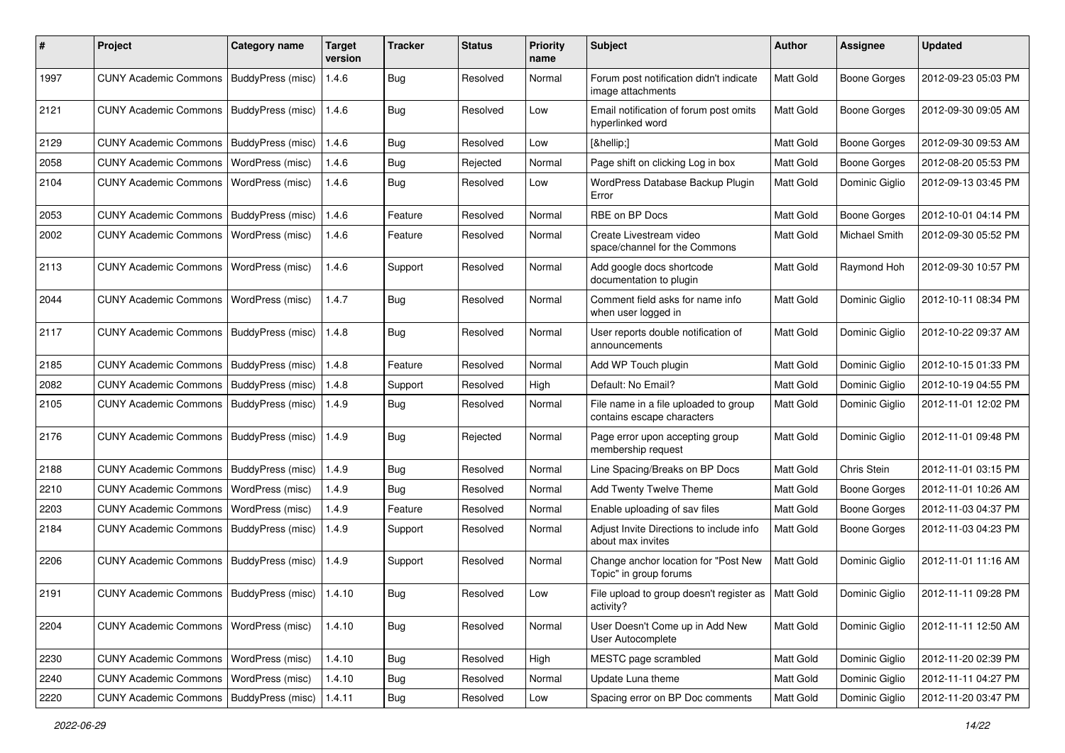| # | Project | Category name | Target version | Tracker | Status | Priority name | Subject | Author | Assignee | Updated |
|---|---|---|---|---|---|---|---|---|---|---|
| 1997 | CUNY Academic Commons | BuddyPress (misc) | 1.4.6 | Bug | Resolved | Normal | Forum post notification didn't indicate image attachments | Matt Gold | Boone Gorges | 2012-09-23 05:03 PM |
| 2121 | CUNY Academic Commons | BuddyPress (misc) | 1.4.6 | Bug | Resolved | Low | Email notification of forum post omits hyperlinked word | Matt Gold | Boone Gorges | 2012-09-30 09:05 AM |
| 2129 | CUNY Academic Commons | BuddyPress (misc) | 1.4.6 | Bug | Resolved | Low | [&hellip;] | Matt Gold | Boone Gorges | 2012-09-30 09:53 AM |
| 2058 | CUNY Academic Commons | WordPress (misc) | 1.4.6 | Bug | Rejected | Normal | Page shift on clicking Log in box | Matt Gold | Boone Gorges | 2012-08-20 05:53 PM |
| 2104 | CUNY Academic Commons | WordPress (misc) | 1.4.6 | Bug | Resolved | Low | WordPress Database Backup Plugin Error | Matt Gold | Dominic Giglio | 2012-09-13 03:45 PM |
| 2053 | CUNY Academic Commons | BuddyPress (misc) | 1.4.6 | Feature | Resolved | Normal | RBE on BP Docs | Matt Gold | Boone Gorges | 2012-10-01 04:14 PM |
| 2002 | CUNY Academic Commons | WordPress (misc) | 1.4.6 | Feature | Resolved | Normal | Create Livestream video space/channel for the Commons | Matt Gold | Michael Smith | 2012-09-30 05:52 PM |
| 2113 | CUNY Academic Commons | WordPress (misc) | 1.4.6 | Support | Resolved | Normal | Add google docs shortcode documentation to plugin | Matt Gold | Raymond Hoh | 2012-09-30 10:57 PM |
| 2044 | CUNY Academic Commons | WordPress (misc) | 1.4.7 | Bug | Resolved | Normal | Comment field asks for name info when user logged in | Matt Gold | Dominic Giglio | 2012-10-11 08:34 PM |
| 2117 | CUNY Academic Commons | BuddyPress (misc) | 1.4.8 | Bug | Resolved | Normal | User reports double notification of announcements | Matt Gold | Dominic Giglio | 2012-10-22 09:37 AM |
| 2185 | CUNY Academic Commons | BuddyPress (misc) | 1.4.8 | Feature | Resolved | Normal | Add WP Touch plugin | Matt Gold | Dominic Giglio | 2012-10-15 01:33 PM |
| 2082 | CUNY Academic Commons | BuddyPress (misc) | 1.4.8 | Support | Resolved | High | Default: No Email? | Matt Gold | Dominic Giglio | 2012-10-19 04:55 PM |
| 2105 | CUNY Academic Commons | BuddyPress (misc) | 1.4.9 | Bug | Resolved | Normal | File name in a file uploaded to group contains escape characters | Matt Gold | Dominic Giglio | 2012-11-01 12:02 PM |
| 2176 | CUNY Academic Commons | BuddyPress (misc) | 1.4.9 | Bug | Rejected | Normal | Page error upon accepting group membership request | Matt Gold | Dominic Giglio | 2012-11-01 09:48 PM |
| 2188 | CUNY Academic Commons | BuddyPress (misc) | 1.4.9 | Bug | Resolved | Normal | Line Spacing/Breaks on BP Docs | Matt Gold | Chris Stein | 2012-11-01 03:15 PM |
| 2210 | CUNY Academic Commons | WordPress (misc) | 1.4.9 | Bug | Resolved | Normal | Add Twenty Twelve Theme | Matt Gold | Boone Gorges | 2012-11-01 10:26 AM |
| 2203 | CUNY Academic Commons | WordPress (misc) | 1.4.9 | Feature | Resolved | Normal | Enable uploading of sav files | Matt Gold | Boone Gorges | 2012-11-03 04:37 PM |
| 2184 | CUNY Academic Commons | BuddyPress (misc) | 1.4.9 | Support | Resolved | Normal | Adjust Invite Directions to include info about max invites | Matt Gold | Boone Gorges | 2012-11-03 04:23 PM |
| 2206 | CUNY Academic Commons | BuddyPress (misc) | 1.4.9 | Support | Resolved | Normal | Change anchor location for "Post New Topic" in group forums | Matt Gold | Dominic Giglio | 2012-11-01 11:16 AM |
| 2191 | CUNY Academic Commons | BuddyPress (misc) | 1.4.10 | Bug | Resolved | Low | File upload to group doesn't register as activity? | Matt Gold | Dominic Giglio | 2012-11-11 09:28 PM |
| 2204 | CUNY Academic Commons | WordPress (misc) | 1.4.10 | Bug | Resolved | Normal | User Doesn't Come up in Add New User Autocomplete | Matt Gold | Dominic Giglio | 2012-11-11 12:50 AM |
| 2230 | CUNY Academic Commons | WordPress (misc) | 1.4.10 | Bug | Resolved | High | MESTC page scrambled | Matt Gold | Dominic Giglio | 2012-11-20 02:39 PM |
| 2240 | CUNY Academic Commons | WordPress (misc) | 1.4.10 | Bug | Resolved | Normal | Update Luna theme | Matt Gold | Dominic Giglio | 2012-11-11 04:27 PM |
| 2220 | CUNY Academic Commons | BuddyPress (misc) | 1.4.11 | Bug | Resolved | Low | Spacing error on BP Doc comments | Matt Gold | Dominic Giglio | 2012-11-20 03:47 PM |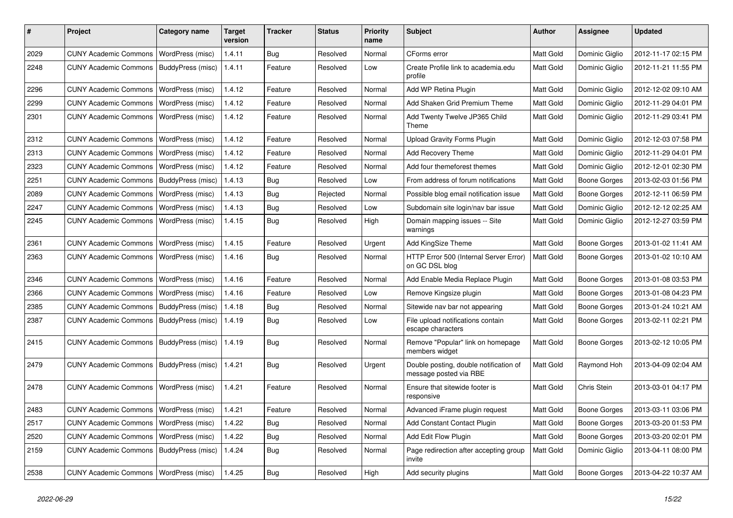| # | Project | Category name | Target version | Tracker | Status | Priority name | Subject | Author | Assignee | Updated |
|---|---|---|---|---|---|---|---|---|---|---|
| 2029 | CUNY Academic Commons | WordPress (misc) | 1.4.11 | Bug | Resolved | Normal | CForms error | Matt Gold | Dominic Giglio | 2012-11-17 02:15 PM |
| 2248 | CUNY Academic Commons | BuddyPress (misc) | 1.4.11 | Feature | Resolved | Low | Create Profile link to academia.edu profile | Matt Gold | Dominic Giglio | 2012-11-21 11:55 PM |
| 2296 | CUNY Academic Commons | WordPress (misc) | 1.4.12 | Feature | Resolved | Normal | Add WP Retina Plugin | Matt Gold | Dominic Giglio | 2012-12-02 09:10 AM |
| 2299 | CUNY Academic Commons | WordPress (misc) | 1.4.12 | Feature | Resolved | Normal | Add Shaken Grid Premium Theme | Matt Gold | Dominic Giglio | 2012-11-29 04:01 PM |
| 2301 | CUNY Academic Commons | WordPress (misc) | 1.4.12 | Feature | Resolved | Normal | Add Twenty Twelve JP365 Child Theme | Matt Gold | Dominic Giglio | 2012-11-29 03:41 PM |
| 2312 | CUNY Academic Commons | WordPress (misc) | 1.4.12 | Feature | Resolved | Normal | Upload Gravity Forms Plugin | Matt Gold | Dominic Giglio | 2012-12-03 07:58 PM |
| 2313 | CUNY Academic Commons | WordPress (misc) | 1.4.12 | Feature | Resolved | Normal | Add Recovery Theme | Matt Gold | Dominic Giglio | 2012-11-29 04:01 PM |
| 2323 | CUNY Academic Commons | WordPress (misc) | 1.4.12 | Feature | Resolved | Normal | Add four themeforest themes | Matt Gold | Dominic Giglio | 2012-12-01 02:30 PM |
| 2251 | CUNY Academic Commons | BuddyPress (misc) | 1.4.13 | Bug | Resolved | Low | From address of forum notifications | Matt Gold | Boone Gorges | 2013-02-03 01:56 PM |
| 2089 | CUNY Academic Commons | WordPress (misc) | 1.4.13 | Bug | Rejected | Normal | Possible blog email notification issue | Matt Gold | Boone Gorges | 2012-12-11 06:59 PM |
| 2247 | CUNY Academic Commons | WordPress (misc) | 1.4.13 | Bug | Resolved | Low | Subdomain site login/nav bar issue | Matt Gold | Dominic Giglio | 2012-12-12 02:25 AM |
| 2245 | CUNY Academic Commons | WordPress (misc) | 1.4.15 | Bug | Resolved | High | Domain mapping issues -- Site warnings | Matt Gold | Dominic Giglio | 2012-12-27 03:59 PM |
| 2361 | CUNY Academic Commons | WordPress (misc) | 1.4.15 | Feature | Resolved | Urgent | Add KingSize Theme | Matt Gold | Boone Gorges | 2013-01-02 11:41 AM |
| 2363 | CUNY Academic Commons | WordPress (misc) | 1.4.16 | Bug | Resolved | Normal | HTTP Error 500 (Internal Server Error) on GC DSL blog | Matt Gold | Boone Gorges | 2013-01-02 10:10 AM |
| 2346 | CUNY Academic Commons | WordPress (misc) | 1.4.16 | Feature | Resolved | Normal | Add Enable Media Replace Plugin | Matt Gold | Boone Gorges | 2013-01-08 03:53 PM |
| 2366 | CUNY Academic Commons | WordPress (misc) | 1.4.16 | Feature | Resolved | Low | Remove Kingsize plugin | Matt Gold | Boone Gorges | 2013-01-08 04:23 PM |
| 2385 | CUNY Academic Commons | BuddyPress (misc) | 1.4.18 | Bug | Resolved | Normal | Sitewide nav bar not appearing | Matt Gold | Boone Gorges | 2013-01-24 10:21 AM |
| 2387 | CUNY Academic Commons | BuddyPress (misc) | 1.4.19 | Bug | Resolved | Low | File upload notifications contain escape characters | Matt Gold | Boone Gorges | 2013-02-11 02:21 PM |
| 2415 | CUNY Academic Commons | BuddyPress (misc) | 1.4.19 | Bug | Resolved | Normal | Remove "Popular" link on homepage members widget | Matt Gold | Boone Gorges | 2013-02-12 10:05 PM |
| 2479 | CUNY Academic Commons | BuddyPress (misc) | 1.4.21 | Bug | Resolved | Urgent | Double posting, double notification of message posted via RBE | Matt Gold | Raymond Hoh | 2013-04-09 02:04 AM |
| 2478 | CUNY Academic Commons | WordPress (misc) | 1.4.21 | Feature | Resolved | Normal | Ensure that sitewide footer is responsive | Matt Gold | Chris Stein | 2013-03-01 04:17 PM |
| 2483 | CUNY Academic Commons | WordPress (misc) | 1.4.21 | Feature | Resolved | Normal | Advanced iFrame plugin request | Matt Gold | Boone Gorges | 2013-03-11 03:06 PM |
| 2517 | CUNY Academic Commons | WordPress (misc) | 1.4.22 | Bug | Resolved | Normal | Add Constant Contact Plugin | Matt Gold | Boone Gorges | 2013-03-20 01:53 PM |
| 2520 | CUNY Academic Commons | WordPress (misc) | 1.4.22 | Bug | Resolved | Normal | Add Edit Flow Plugin | Matt Gold | Boone Gorges | 2013-03-20 02:01 PM |
| 2159 | CUNY Academic Commons | BuddyPress (misc) | 1.4.24 | Bug | Resolved | Normal | Page redirection after accepting group invite | Matt Gold | Dominic Giglio | 2013-04-11 08:00 PM |
| 2538 | CUNY Academic Commons | WordPress (misc) | 1.4.25 | Bug | Resolved | High | Add security plugins | Matt Gold | Boone Gorges | 2013-04-22 10:37 AM |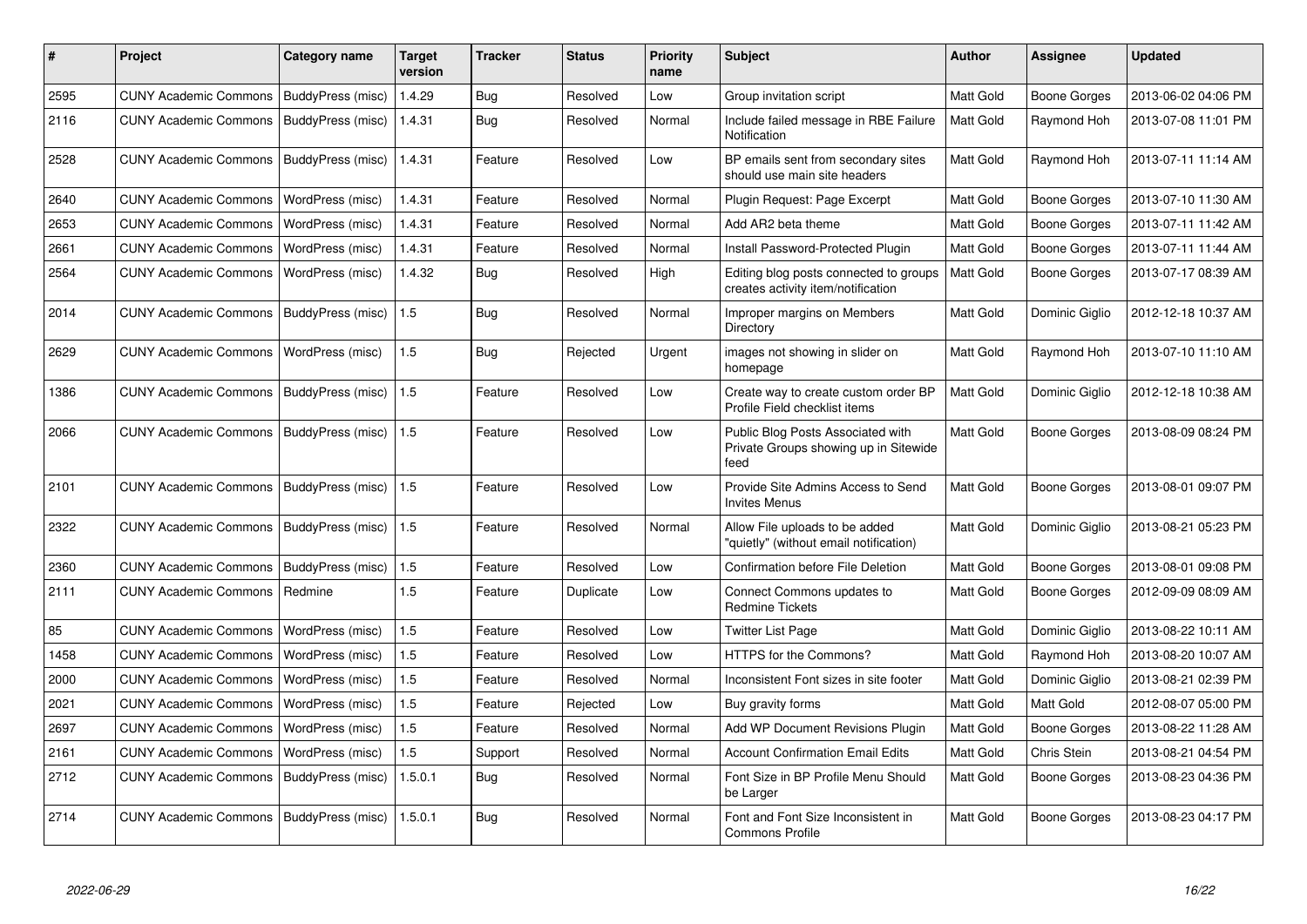| # | Project | Category name | Target version | Tracker | Status | Priority name | Subject | Author | Assignee | Updated |
|---|---|---|---|---|---|---|---|---|---|---|
| 2595 | CUNY Academic Commons | BuddyPress (misc) | 1.4.29 | Bug | Resolved | Low | Group invitation script | Matt Gold | Boone Gorges | 2013-06-02 04:06 PM |
| 2116 | CUNY Academic Commons | BuddyPress (misc) | 1.4.31 | Bug | Resolved | Normal | Include failed message in RBE Failure Notification | Matt Gold | Raymond Hoh | 2013-07-08 11:01 PM |
| 2528 | CUNY Academic Commons | BuddyPress (misc) | 1.4.31 | Feature | Resolved | Low | BP emails sent from secondary sites should use main site headers | Matt Gold | Raymond Hoh | 2013-07-11 11:14 AM |
| 2640 | CUNY Academic Commons | WordPress (misc) | 1.4.31 | Feature | Resolved | Normal | Plugin Request: Page Excerpt | Matt Gold | Boone Gorges | 2013-07-10 11:30 AM |
| 2653 | CUNY Academic Commons | WordPress (misc) | 1.4.31 | Feature | Resolved | Normal | Add AR2 beta theme | Matt Gold | Boone Gorges | 2013-07-11 11:42 AM |
| 2661 | CUNY Academic Commons | WordPress (misc) | 1.4.31 | Feature | Resolved | Normal | Install Password-Protected Plugin | Matt Gold | Boone Gorges | 2013-07-11 11:44 AM |
| 2564 | CUNY Academic Commons | WordPress (misc) | 1.4.32 | Bug | Resolved | High | Editing blog posts connected to groups creates activity item/notification | Matt Gold | Boone Gorges | 2013-07-17 08:39 AM |
| 2014 | CUNY Academic Commons | BuddyPress (misc) | 1.5 | Bug | Resolved | Normal | Improper margins on Members Directory | Matt Gold | Dominic Giglio | 2012-12-18 10:37 AM |
| 2629 | CUNY Academic Commons | WordPress (misc) | 1.5 | Bug | Rejected | Urgent | images not showing in slider on homepage | Matt Gold | Raymond Hoh | 2013-07-10 11:10 AM |
| 1386 | CUNY Academic Commons | BuddyPress (misc) | 1.5 | Feature | Resolved | Low | Create way to create custom order BP Profile Field checklist items | Matt Gold | Dominic Giglio | 2012-12-18 10:38 AM |
| 2066 | CUNY Academic Commons | BuddyPress (misc) | 1.5 | Feature | Resolved | Low | Public Blog Posts Associated with Private Groups showing up in Sitewide feed | Matt Gold | Boone Gorges | 2013-08-09 08:24 PM |
| 2101 | CUNY Academic Commons | BuddyPress (misc) | 1.5 | Feature | Resolved | Low | Provide Site Admins Access to Send Invites Menus | Matt Gold | Boone Gorges | 2013-08-01 09:07 PM |
| 2322 | CUNY Academic Commons | BuddyPress (misc) | 1.5 | Feature | Resolved | Normal | Allow File uploads to be added "quietly" (without email notification) | Matt Gold | Dominic Giglio | 2013-08-21 05:23 PM |
| 2360 | CUNY Academic Commons | BuddyPress (misc) | 1.5 | Feature | Resolved | Low | Confirmation before File Deletion | Matt Gold | Boone Gorges | 2013-08-01 09:08 PM |
| 2111 | CUNY Academic Commons | Redmine | 1.5 | Feature | Duplicate | Low | Connect Commons updates to Redmine Tickets | Matt Gold | Boone Gorges | 2012-09-09 08:09 AM |
| 85 | CUNY Academic Commons | WordPress (misc) | 1.5 | Feature | Resolved | Low | Twitter List Page | Matt Gold | Dominic Giglio | 2013-08-22 10:11 AM |
| 1458 | CUNY Academic Commons | WordPress (misc) | 1.5 | Feature | Resolved | Low | HTTPS for the Commons? | Matt Gold | Raymond Hoh | 2013-08-20 10:07 AM |
| 2000 | CUNY Academic Commons | WordPress (misc) | 1.5 | Feature | Resolved | Normal | Inconsistent Font sizes in site footer | Matt Gold | Dominic Giglio | 2013-08-21 02:39 PM |
| 2021 | CUNY Academic Commons | WordPress (misc) | 1.5 | Feature | Rejected | Low | Buy gravity forms | Matt Gold | Matt Gold | 2012-08-07 05:00 PM |
| 2697 | CUNY Academic Commons | WordPress (misc) | 1.5 | Feature | Resolved | Normal | Add WP Document Revisions Plugin | Matt Gold | Boone Gorges | 2013-08-22 11:28 AM |
| 2161 | CUNY Academic Commons | WordPress (misc) | 1.5 | Support | Resolved | Normal | Account Confirmation Email Edits | Matt Gold | Chris Stein | 2013-08-21 04:54 PM |
| 2712 | CUNY Academic Commons | BuddyPress (misc) | 1.5.0.1 | Bug | Resolved | Normal | Font Size in BP Profile Menu Should be Larger | Matt Gold | Boone Gorges | 2013-08-23 04:36 PM |
| 2714 | CUNY Academic Commons | BuddyPress (misc) | 1.5.0.1 | Bug | Resolved | Normal | Font and Font Size Inconsistent in Commons Profile | Matt Gold | Boone Gorges | 2013-08-23 04:17 PM |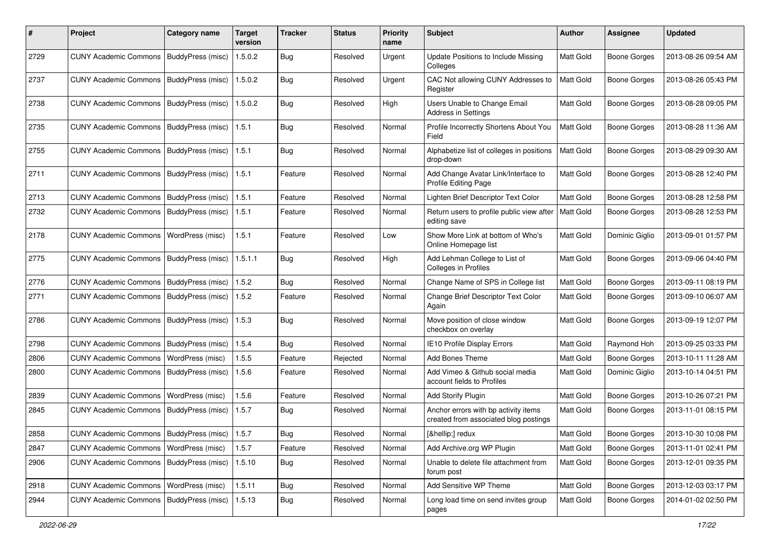| # | Project | Category name | Target version | Tracker | Status | Priority name | Subject | Author | Assignee | Updated |
|---|---|---|---|---|---|---|---|---|---|---|
| 2729 | CUNY Academic Commons | BuddyPress (misc) | 1.5.0.2 | Bug | Resolved | Urgent | Update Positions to Include Missing Colleges | Matt Gold | Boone Gorges | 2013-08-26 09:54 AM |
| 2737 | CUNY Academic Commons | BuddyPress (misc) | 1.5.0.2 | Bug | Resolved | Urgent | CAC Not allowing CUNY Addresses to Register | Matt Gold | Boone Gorges | 2013-08-26 05:43 PM |
| 2738 | CUNY Academic Commons | BuddyPress (misc) | 1.5.0.2 | Bug | Resolved | High | Users Unable to Change Email Address in Settings | Matt Gold | Boone Gorges | 2013-08-28 09:05 PM |
| 2735 | CUNY Academic Commons | BuddyPress (misc) | 1.5.1 | Bug | Resolved | Normal | Profile Incorrectly Shortens About You Field | Matt Gold | Boone Gorges | 2013-08-28 11:36 AM |
| 2755 | CUNY Academic Commons | BuddyPress (misc) | 1.5.1 | Bug | Resolved | Normal | Alphabetize list of colleges in positions drop-down | Matt Gold | Boone Gorges | 2013-08-29 09:30 AM |
| 2711 | CUNY Academic Commons | BuddyPress (misc) | 1.5.1 | Feature | Resolved | Normal | Add Change Avatar Link/Interface to Profile Editing Page | Matt Gold | Boone Gorges | 2013-08-28 12:40 PM |
| 2713 | CUNY Academic Commons | BuddyPress (misc) | 1.5.1 | Feature | Resolved | Normal | Lighten Brief Descriptor Text Color | Matt Gold | Boone Gorges | 2013-08-28 12:58 PM |
| 2732 | CUNY Academic Commons | BuddyPress (misc) | 1.5.1 | Feature | Resolved | Normal | Return users to profile public view after editing save | Matt Gold | Boone Gorges | 2013-08-28 12:53 PM |
| 2178 | CUNY Academic Commons | WordPress (misc) | 1.5.1 | Feature | Resolved | Low | Show More Link at bottom of Who's Online Homepage list | Matt Gold | Dominic Giglio | 2013-09-01 01:57 PM |
| 2775 | CUNY Academic Commons | BuddyPress (misc) | 1.5.1.1 | Bug | Resolved | High | Add Lehman College to List of Colleges in Profiles | Matt Gold | Boone Gorges | 2013-09-06 04:40 PM |
| 2776 | CUNY Academic Commons | BuddyPress (misc) | 1.5.2 | Bug | Resolved | Normal | Change Name of SPS in College list | Matt Gold | Boone Gorges | 2013-09-11 08:19 PM |
| 2771 | CUNY Academic Commons | BuddyPress (misc) | 1.5.2 | Feature | Resolved | Normal | Change Brief Descriptor Text Color Again | Matt Gold | Boone Gorges | 2013-09-10 06:07 AM |
| 2786 | CUNY Academic Commons | BuddyPress (misc) | 1.5.3 | Bug | Resolved | Normal | Move position of close window checkbox on overlay | Matt Gold | Boone Gorges | 2013-09-19 12:07 PM |
| 2798 | CUNY Academic Commons | BuddyPress (misc) | 1.5.4 | Bug | Resolved | Normal | IE10 Profile Display Errors | Matt Gold | Raymond Hoh | 2013-09-25 03:33 PM |
| 2806 | CUNY Academic Commons | WordPress (misc) | 1.5.5 | Feature | Rejected | Normal | Add Bones Theme | Matt Gold | Boone Gorges | 2013-10-11 11:28 AM |
| 2800 | CUNY Academic Commons | BuddyPress (misc) | 1.5.6 | Feature | Resolved | Normal | Add Vimeo & Github social media account fields to Profiles | Matt Gold | Dominic Giglio | 2013-10-14 04:51 PM |
| 2839 | CUNY Academic Commons | WordPress (misc) | 1.5.6 | Feature | Resolved | Normal | Add Storify Plugin | Matt Gold | Boone Gorges | 2013-10-26 07:21 PM |
| 2845 | CUNY Academic Commons | BuddyPress (misc) | 1.5.7 | Bug | Resolved | Normal | Anchor errors with bp activity items created from associated blog postings | Matt Gold | Boone Gorges | 2013-11-01 08:15 PM |
| 2858 | CUNY Academic Commons | BuddyPress (misc) | 1.5.7 | Bug | Resolved | Normal | [&hellip;] redux | Matt Gold | Boone Gorges | 2013-10-30 10:08 PM |
| 2847 | CUNY Academic Commons | WordPress (misc) | 1.5.7 | Feature | Resolved | Normal | Add Archive.org WP Plugin | Matt Gold | Boone Gorges | 2013-11-01 02:41 PM |
| 2906 | CUNY Academic Commons | BuddyPress (misc) | 1.5.10 | Bug | Resolved | Normal | Unable to delete file attachment from forum post | Matt Gold | Boone Gorges | 2013-12-01 09:35 PM |
| 2918 | CUNY Academic Commons | WordPress (misc) | 1.5.11 | Bug | Resolved | Normal | Add Sensitive WP Theme | Matt Gold | Boone Gorges | 2013-12-03 03:17 PM |
| 2944 | CUNY Academic Commons | BuddyPress (misc) | 1.5.13 | Bug | Resolved | Normal | Long load time on send invites group pages | Matt Gold | Boone Gorges | 2014-01-02 02:50 PM |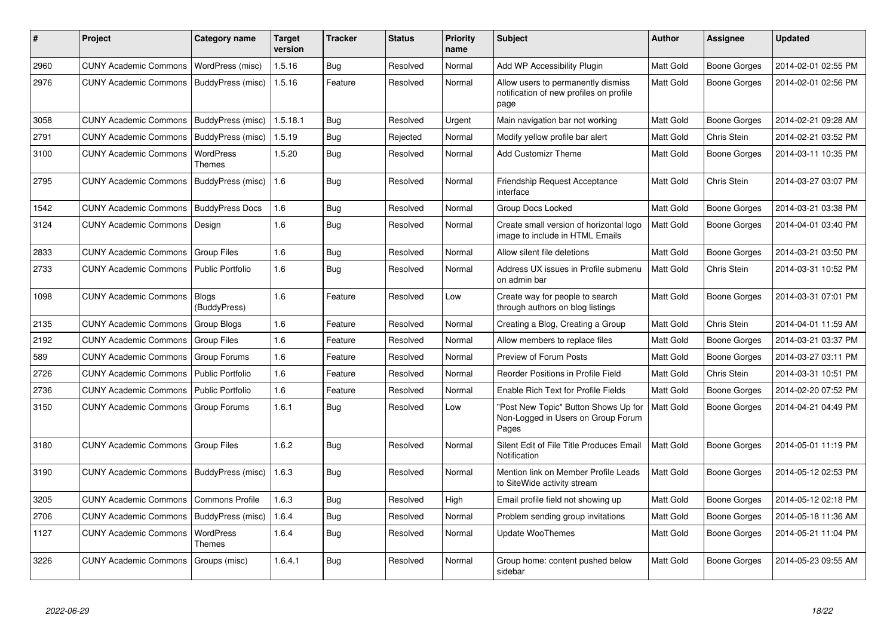| # | Project | Category name | Target version | Tracker | Status | Priority name | Subject | Author | Assignee | Updated |
|---|---|---|---|---|---|---|---|---|---|---|
| 2960 | CUNY Academic Commons | WordPress (misc) | 1.5.16 | Bug | Resolved | Normal | Add WP Accessibility Plugin | Matt Gold | Boone Gorges | 2014-02-01 02:55 PM |
| 2976 | CUNY Academic Commons | BuddyPress (misc) | 1.5.16 | Feature | Resolved | Normal | Allow users to permanently dismiss notification of new profiles on profile page | Matt Gold | Boone Gorges | 2014-02-01 02:56 PM |
| 3058 | CUNY Academic Commons | BuddyPress (misc) | 1.5.18.1 | Bug | Resolved | Urgent | Main navigation bar not working | Matt Gold | Boone Gorges | 2014-02-21 09:28 AM |
| 2791 | CUNY Academic Commons | BuddyPress (misc) | 1.5.19 | Bug | Rejected | Normal | Modify yellow profile bar alert | Matt Gold | Chris Stein | 2014-02-21 03:52 PM |
| 3100 | CUNY Academic Commons | WordPress Themes | 1.5.20 | Bug | Resolved | Normal | Add Customizr Theme | Matt Gold | Boone Gorges | 2014-03-11 10:35 PM |
| 2795 | CUNY Academic Commons | BuddyPress (misc) | 1.6 | Bug | Resolved | Normal | Friendship Request Acceptance interface | Matt Gold | Chris Stein | 2014-03-27 03:07 PM |
| 1542 | CUNY Academic Commons | BuddyPress Docs | 1.6 | Bug | Resolved | Normal | Group Docs Locked | Matt Gold | Boone Gorges | 2014-03-21 03:38 PM |
| 3124 | CUNY Academic Commons | Design | 1.6 | Bug | Resolved | Normal | Create small version of horizontal logo image to include in HTML Emails | Matt Gold | Boone Gorges | 2014-04-01 03:40 PM |
| 2833 | CUNY Academic Commons | Group Files | 1.6 | Bug | Resolved | Normal | Allow silent file deletions | Matt Gold | Boone Gorges | 2014-03-21 03:50 PM |
| 2733 | CUNY Academic Commons | Public Portfolio | 1.6 | Bug | Resolved | Normal | Address UX issues in Profile submenu on admin bar | Matt Gold | Chris Stein | 2014-03-31 10:52 PM |
| 1098 | CUNY Academic Commons | Blogs (BuddyPress) | 1.6 | Feature | Resolved | Low | Create way for people to search through authors on blog listings | Matt Gold | Boone Gorges | 2014-03-31 07:01 PM |
| 2135 | CUNY Academic Commons | Group Blogs | 1.6 | Feature | Resolved | Normal | Creating a Blog, Creating a Group | Matt Gold | Chris Stein | 2014-04-01 11:59 AM |
| 2192 | CUNY Academic Commons | Group Files | 1.6 | Feature | Resolved | Normal | Allow members to replace files | Matt Gold | Boone Gorges | 2014-03-21 03:37 PM |
| 589 | CUNY Academic Commons | Group Forums | 1.6 | Feature | Resolved | Normal | Preview of Forum Posts | Matt Gold | Boone Gorges | 2014-03-27 03:11 PM |
| 2726 | CUNY Academic Commons | Public Portfolio | 1.6 | Feature | Resolved | Normal | Reorder Positions in Profile Field | Matt Gold | Chris Stein | 2014-03-31 10:51 PM |
| 2736 | CUNY Academic Commons | Public Portfolio | 1.6 | Feature | Resolved | Normal | Enable Rich Text for Profile Fields | Matt Gold | Boone Gorges | 2014-02-20 07:52 PM |
| 3150 | CUNY Academic Commons | Group Forums | 1.6.1 | Bug | Resolved | Low | "Post New Topic" Button Shows Up for Non-Logged in Users on Group Forum Pages | Matt Gold | Boone Gorges | 2014-04-21 04:49 PM |
| 3180 | CUNY Academic Commons | Group Files | 1.6.2 | Bug | Resolved | Normal | Silent Edit of File Title Produces Email Notification | Matt Gold | Boone Gorges | 2014-05-01 11:19 PM |
| 3190 | CUNY Academic Commons | BuddyPress (misc) | 1.6.3 | Bug | Resolved | Normal | Mention link on Member Profile Leads to SiteWide activity stream | Matt Gold | Boone Gorges | 2014-05-12 02:53 PM |
| 3205 | CUNY Academic Commons | Commons Profile | 1.6.3 | Bug | Resolved | High | Email profile field not showing up | Matt Gold | Boone Gorges | 2014-05-12 02:18 PM |
| 2706 | CUNY Academic Commons | BuddyPress (misc) | 1.6.4 | Bug | Resolved | Normal | Problem sending group invitations | Matt Gold | Boone Gorges | 2014-05-18 11:36 AM |
| 1127 | CUNY Academic Commons | WordPress Themes | 1.6.4 | Bug | Resolved | Normal | Update WooThemes | Matt Gold | Boone Gorges | 2014-05-21 11:04 PM |
| 3226 | CUNY Academic Commons | Groups (misc) | 1.6.4.1 | Bug | Resolved | Normal | Group home: content pushed below sidebar | Matt Gold | Boone Gorges | 2014-05-23 09:55 AM |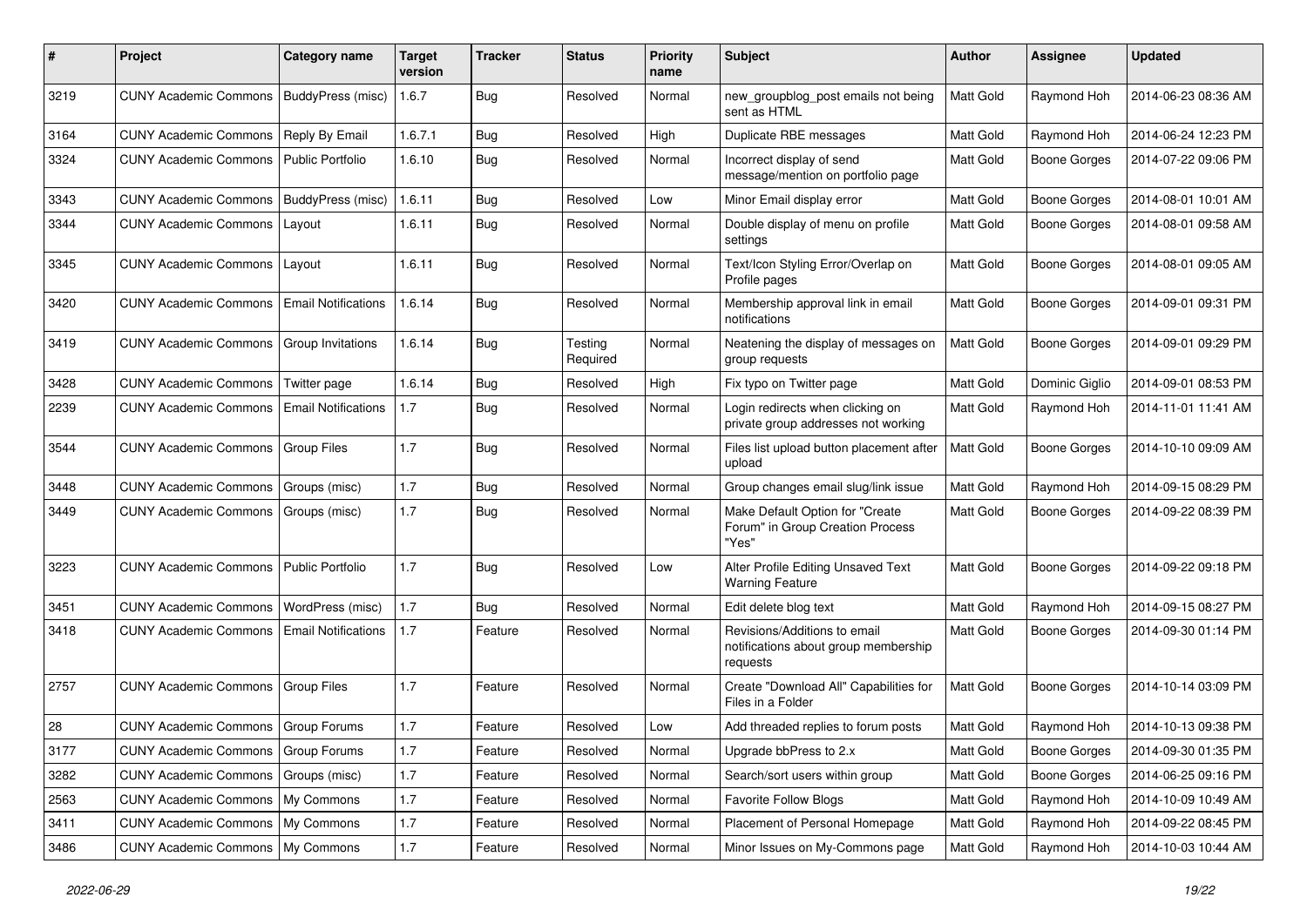| # | Project | Category name | Target version | Tracker | Status | Priority name | Subject | Author | Assignee | Updated |
|---|---|---|---|---|---|---|---|---|---|---|
| 3219 | CUNY Academic Commons | BuddyPress (misc) | 1.6.7 | Bug | Resolved | Normal | new_groupblog_post emails not being sent as HTML | Matt Gold | Raymond Hoh | 2014-06-23 08:36 AM |
| 3164 | CUNY Academic Commons | Reply By Email | 1.6.7.1 | Bug | Resolved | High | Duplicate RBE messages | Matt Gold | Raymond Hoh | 2014-06-24 12:23 PM |
| 3324 | CUNY Academic Commons | Public Portfolio | 1.6.10 | Bug | Resolved | Normal | Incorrect display of send message/mention on portfolio page | Matt Gold | Boone Gorges | 2014-07-22 09:06 PM |
| 3343 | CUNY Academic Commons | BuddyPress (misc) | 1.6.11 | Bug | Resolved | Low | Minor Email display error | Matt Gold | Boone Gorges | 2014-08-01 10:01 AM |
| 3344 | CUNY Academic Commons | Layout | 1.6.11 | Bug | Resolved | Normal | Double display of menu on profile settings | Matt Gold | Boone Gorges | 2014-08-01 09:58 AM |
| 3345 | CUNY Academic Commons | Layout | 1.6.11 | Bug | Resolved | Normal | Text/Icon Styling Error/Overlap on Profile pages | Matt Gold | Boone Gorges | 2014-08-01 09:05 AM |
| 3420 | CUNY Academic Commons | Email Notifications | 1.6.14 | Bug | Resolved | Normal | Membership approval link in email notifications | Matt Gold | Boone Gorges | 2014-09-01 09:31 PM |
| 3419 | CUNY Academic Commons | Group Invitations | 1.6.14 | Bug | Testing Required | Normal | Neatening the display of messages on group requests | Matt Gold | Boone Gorges | 2014-09-01 09:29 PM |
| 3428 | CUNY Academic Commons | Twitter page | 1.6.14 | Bug | Resolved | High | Fix typo on Twitter page | Matt Gold | Dominic Giglio | 2014-09-01 08:53 PM |
| 2239 | CUNY Academic Commons | Email Notifications | 1.7 | Bug | Resolved | Normal | Login redirects when clicking on private group addresses not working | Matt Gold | Raymond Hoh | 2014-11-01 11:41 AM |
| 3544 | CUNY Academic Commons | Group Files | 1.7 | Bug | Resolved | Normal | Files list upload button placement after upload | Matt Gold | Boone Gorges | 2014-10-10 09:09 AM |
| 3448 | CUNY Academic Commons | Groups (misc) | 1.7 | Bug | Resolved | Normal | Group changes email slug/link issue | Matt Gold | Raymond Hoh | 2014-09-15 08:29 PM |
| 3449 | CUNY Academic Commons | Groups (misc) | 1.7 | Bug | Resolved | Normal | Make Default Option for "Create Forum" in Group Creation Process "Yes" | Matt Gold | Boone Gorges | 2014-09-22 08:39 PM |
| 3223 | CUNY Academic Commons | Public Portfolio | 1.7 | Bug | Resolved | Low | Alter Profile Editing Unsaved Text Warning Feature | Matt Gold | Boone Gorges | 2014-09-22 09:18 PM |
| 3451 | CUNY Academic Commons | WordPress (misc) | 1.7 | Bug | Resolved | Normal | Edit delete blog text | Matt Gold | Raymond Hoh | 2014-09-15 08:27 PM |
| 3418 | CUNY Academic Commons | Email Notifications | 1.7 | Feature | Resolved | Normal | Revisions/Additions to email notifications about group membership requests | Matt Gold | Boone Gorges | 2014-09-30 01:14 PM |
| 2757 | CUNY Academic Commons | Group Files | 1.7 | Feature | Resolved | Normal | Create "Download All" Capabilities for Files in a Folder | Matt Gold | Boone Gorges | 2014-10-14 03:09 PM |
| 28 | CUNY Academic Commons | Group Forums | 1.7 | Feature | Resolved | Low | Add threaded replies to forum posts | Matt Gold | Raymond Hoh | 2014-10-13 09:38 PM |
| 3177 | CUNY Academic Commons | Group Forums | 1.7 | Feature | Resolved | Normal | Upgrade bbPress to 2.x | Matt Gold | Boone Gorges | 2014-09-30 01:35 PM |
| 3282 | CUNY Academic Commons | Groups (misc) | 1.7 | Feature | Resolved | Normal | Search/sort users within group | Matt Gold | Boone Gorges | 2014-06-25 09:16 PM |
| 2563 | CUNY Academic Commons | My Commons | 1.7 | Feature | Resolved | Normal | Favorite Follow Blogs | Matt Gold | Raymond Hoh | 2014-10-09 10:49 AM |
| 3411 | CUNY Academic Commons | My Commons | 1.7 | Feature | Resolved | Normal | Placement of Personal Homepage | Matt Gold | Raymond Hoh | 2014-09-22 08:45 PM |
| 3486 | CUNY Academic Commons | My Commons | 1.7 | Feature | Resolved | Normal | Minor Issues on My-Commons page | Matt Gold | Raymond Hoh | 2014-10-03 10:44 AM |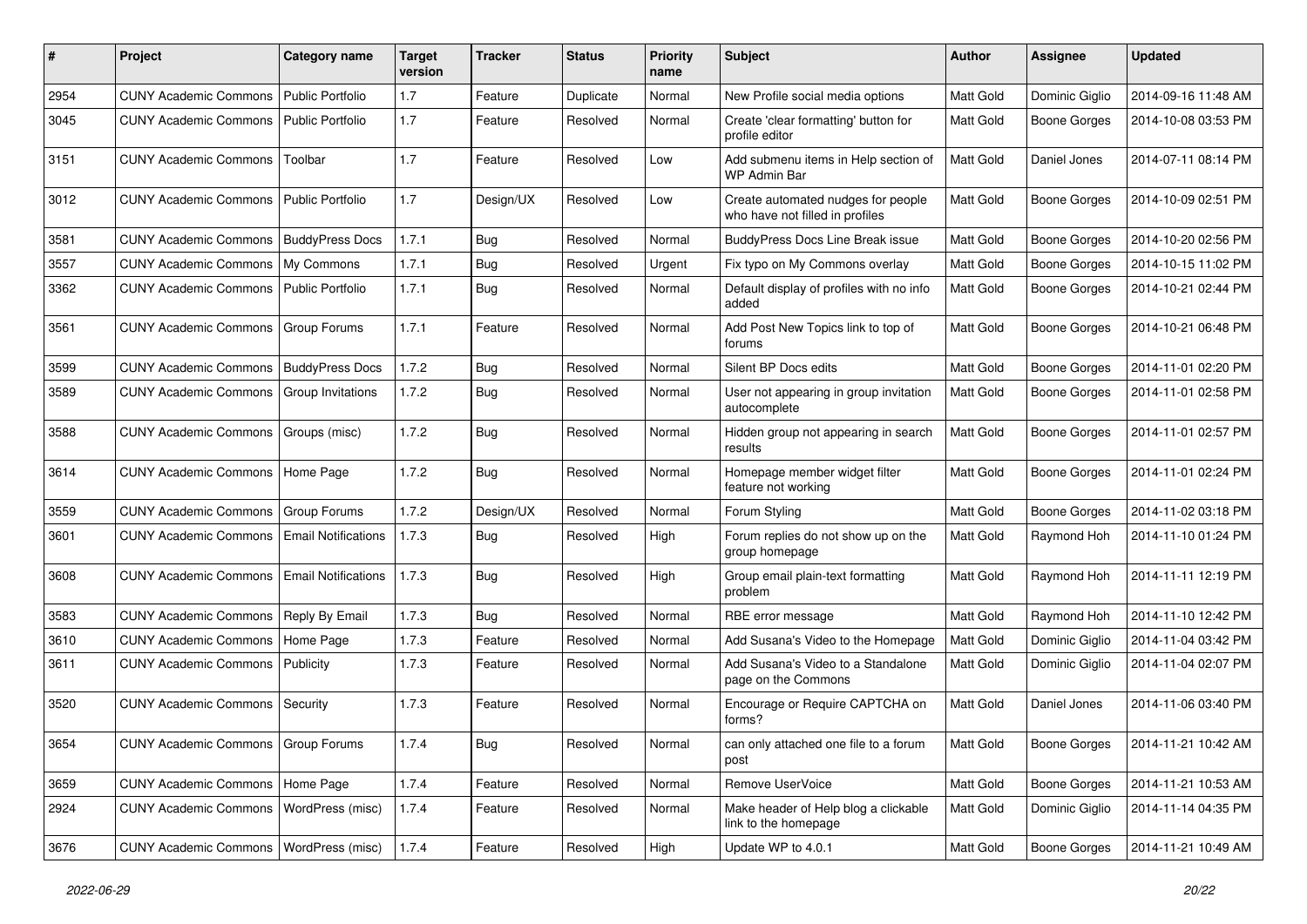| # | Project | Category name | Target version | Tracker | Status | Priority name | Subject | Author | Assignee | Updated |
|---|---|---|---|---|---|---|---|---|---|---|
| 2954 | CUNY Academic Commons | Public Portfolio | 1.7 | Feature | Duplicate | Normal | New Profile social media options | Matt Gold | Dominic Giglio | 2014-09-16 11:48 AM |
| 3045 | CUNY Academic Commons | Public Portfolio | 1.7 | Feature | Resolved | Normal | Create 'clear formatting' button for profile editor | Matt Gold | Boone Gorges | 2014-10-08 03:53 PM |
| 3151 | CUNY Academic Commons | Toolbar | 1.7 | Feature | Resolved | Low | Add submenu items in Help section of WP Admin Bar | Matt Gold | Daniel Jones | 2014-07-11 08:14 PM |
| 3012 | CUNY Academic Commons | Public Portfolio | 1.7 | Design/UX | Resolved | Low | Create automated nudges for people who have not filled in profiles | Matt Gold | Boone Gorges | 2014-10-09 02:51 PM |
| 3581 | CUNY Academic Commons | BuddyPress Docs | 1.7.1 | Bug | Resolved | Normal | BuddyPress Docs Line Break issue | Matt Gold | Boone Gorges | 2014-10-20 02:56 PM |
| 3557 | CUNY Academic Commons | My Commons | 1.7.1 | Bug | Resolved | Urgent | Fix typo on My Commons overlay | Matt Gold | Boone Gorges | 2014-10-15 11:02 PM |
| 3362 | CUNY Academic Commons | Public Portfolio | 1.7.1 | Bug | Resolved | Normal | Default display of profiles with no info added | Matt Gold | Boone Gorges | 2014-10-21 02:44 PM |
| 3561 | CUNY Academic Commons | Group Forums | 1.7.1 | Feature | Resolved | Normal | Add Post New Topics link to top of forums | Matt Gold | Boone Gorges | 2014-10-21 06:48 PM |
| 3599 | CUNY Academic Commons | BuddyPress Docs | 1.7.2 | Bug | Resolved | Normal | Silent BP Docs edits | Matt Gold | Boone Gorges | 2014-11-01 02:20 PM |
| 3589 | CUNY Academic Commons | Group Invitations | 1.7.2 | Bug | Resolved | Normal | User not appearing in group invitation autocomplete | Matt Gold | Boone Gorges | 2014-11-01 02:58 PM |
| 3588 | CUNY Academic Commons | Groups (misc) | 1.7.2 | Bug | Resolved | Normal | Hidden group not appearing in search results | Matt Gold | Boone Gorges | 2014-11-01 02:57 PM |
| 3614 | CUNY Academic Commons | Home Page | 1.7.2 | Bug | Resolved | Normal | Homepage member widget filter feature not working | Matt Gold | Boone Gorges | 2014-11-01 02:24 PM |
| 3559 | CUNY Academic Commons | Group Forums | 1.7.2 | Design/UX | Resolved | Normal | Forum Styling | Matt Gold | Boone Gorges | 2014-11-02 03:18 PM |
| 3601 | CUNY Academic Commons | Email Notifications | 1.7.3 | Bug | Resolved | High | Forum replies do not show up on the group homepage | Matt Gold | Raymond Hoh | 2014-11-10 01:24 PM |
| 3608 | CUNY Academic Commons | Email Notifications | 1.7.3 | Bug | Resolved | High | Group email plain-text formatting problem | Matt Gold | Raymond Hoh | 2014-11-11 12:19 PM |
| 3583 | CUNY Academic Commons | Reply By Email | 1.7.3 | Bug | Resolved | Normal | RBE error message | Matt Gold | Raymond Hoh | 2014-11-10 12:42 PM |
| 3610 | CUNY Academic Commons | Home Page | 1.7.3 | Feature | Resolved | Normal | Add Susana's Video to the Homepage | Matt Gold | Dominic Giglio | 2014-11-04 03:42 PM |
| 3611 | CUNY Academic Commons | Publicity | 1.7.3 | Feature | Resolved | Normal | Add Susana's Video to a Standalone page on the Commons | Matt Gold | Dominic Giglio | 2014-11-04 02:07 PM |
| 3520 | CUNY Academic Commons | Security | 1.7.3 | Feature | Resolved | Normal | Encourage or Require CAPTCHA on forms? | Matt Gold | Daniel Jones | 2014-11-06 03:40 PM |
| 3654 | CUNY Academic Commons | Group Forums | 1.7.4 | Bug | Resolved | Normal | can only attached one file to a forum post | Matt Gold | Boone Gorges | 2014-11-21 10:42 AM |
| 3659 | CUNY Academic Commons | Home Page | 1.7.4 | Feature | Resolved | Normal | Remove UserVoice | Matt Gold | Boone Gorges | 2014-11-21 10:53 AM |
| 2924 | CUNY Academic Commons | WordPress (misc) | 1.7.4 | Feature | Resolved | Normal | Make header of Help blog a clickable link to the homepage | Matt Gold | Dominic Giglio | 2014-11-14 04:35 PM |
| 3676 | CUNY Academic Commons | WordPress (misc) | 1.7.4 | Feature | Resolved | High | Update WP to 4.0.1 | Matt Gold | Boone Gorges | 2014-11-21 10:49 AM |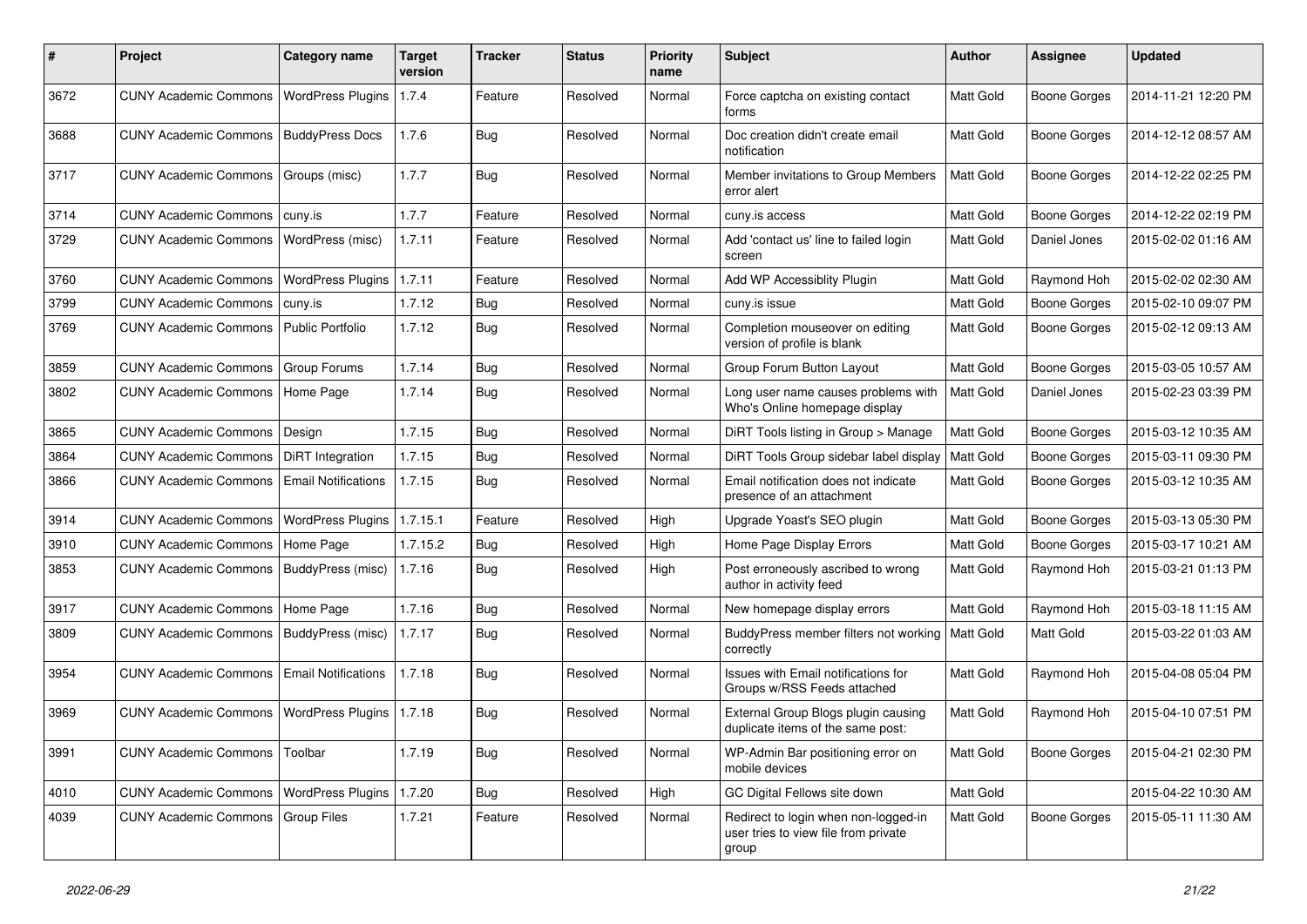| # | Project | Category name | Target version | Tracker | Status | Priority name | Subject | Author | Assignee | Updated |
|---|---|---|---|---|---|---|---|---|---|---|
| 3672 | CUNY Academic Commons | WordPress Plugins | 1.7.4 | Feature | Resolved | Normal | Force captcha on existing contact forms | Matt Gold | Boone Gorges | 2014-11-21 12:20 PM |
| 3688 | CUNY Academic Commons | BuddyPress Docs | 1.7.6 | Bug | Resolved | Normal | Doc creation didn't create email notification | Matt Gold | Boone Gorges | 2014-12-12 08:57 AM |
| 3717 | CUNY Academic Commons | Groups (misc) | 1.7.7 | Bug | Resolved | Normal | Member invitations to Group Members error alert | Matt Gold | Boone Gorges | 2014-12-22 02:25 PM |
| 3714 | CUNY Academic Commons | cuny.is | 1.7.7 | Feature | Resolved | Normal | cuny.is access | Matt Gold | Boone Gorges | 2014-12-22 02:19 PM |
| 3729 | CUNY Academic Commons | WordPress (misc) | 1.7.11 | Feature | Resolved | Normal | Add 'contact us' line to failed login screen | Matt Gold | Daniel Jones | 2015-02-02 01:16 AM |
| 3760 | CUNY Academic Commons | WordPress Plugins | 1.7.11 | Feature | Resolved | Normal | Add WP Accessiblity Plugin | Matt Gold | Raymond Hoh | 2015-02-02 02:30 AM |
| 3799 | CUNY Academic Commons | cuny.is | 1.7.12 | Bug | Resolved | Normal | cuny.is issue | Matt Gold | Boone Gorges | 2015-02-10 09:07 PM |
| 3769 | CUNY Academic Commons | Public Portfolio | 1.7.12 | Bug | Resolved | Normal | Completion mouseover on editing version of profile is blank | Matt Gold | Boone Gorges | 2015-02-12 09:13 AM |
| 3859 | CUNY Academic Commons | Group Forums | 1.7.14 | Bug | Resolved | Normal | Group Forum Button Layout | Matt Gold | Boone Gorges | 2015-03-05 10:57 AM |
| 3802 | CUNY Academic Commons | Home Page | 1.7.14 | Bug | Resolved | Normal | Long user name causes problems with Who's Online homepage display | Matt Gold | Daniel Jones | 2015-02-23 03:39 PM |
| 3865 | CUNY Academic Commons | Design | 1.7.15 | Bug | Resolved | Normal | DiRT Tools listing in Group > Manage | Matt Gold | Boone Gorges | 2015-03-12 10:35 AM |
| 3864 | CUNY Academic Commons | DiRT Integration | 1.7.15 | Bug | Resolved | Normal | DiRT Tools Group sidebar label display | Matt Gold | Boone Gorges | 2015-03-11 09:30 PM |
| 3866 | CUNY Academic Commons | Email Notifications | 1.7.15 | Bug | Resolved | Normal | Email notification does not indicate presence of an attachment | Matt Gold | Boone Gorges | 2015-03-12 10:35 AM |
| 3914 | CUNY Academic Commons | WordPress Plugins | 1.7.15.1 | Feature | Resolved | High | Upgrade Yoast's SEO plugin | Matt Gold | Boone Gorges | 2015-03-13 05:30 PM |
| 3910 | CUNY Academic Commons | Home Page | 1.7.15.2 | Bug | Resolved | High | Home Page Display Errors | Matt Gold | Boone Gorges | 2015-03-17 10:21 AM |
| 3853 | CUNY Academic Commons | BuddyPress (misc) | 1.7.16 | Bug | Resolved | High | Post erroneously ascribed to wrong author in activity feed | Matt Gold | Raymond Hoh | 2015-03-21 01:13 PM |
| 3917 | CUNY Academic Commons | Home Page | 1.7.16 | Bug | Resolved | Normal | New homepage display errors | Matt Gold | Raymond Hoh | 2015-03-18 11:15 AM |
| 3809 | CUNY Academic Commons | BuddyPress (misc) | 1.7.17 | Bug | Resolved | Normal | BuddyPress member filters not working correctly | Matt Gold | Matt Gold | 2015-03-22 01:03 AM |
| 3954 | CUNY Academic Commons | Email Notifications | 1.7.18 | Bug | Resolved | Normal | Issues with Email notifications for Groups w/RSS Feeds attached | Matt Gold | Raymond Hoh | 2015-04-08 05:04 PM |
| 3969 | CUNY Academic Commons | WordPress Plugins | 1.7.18 | Bug | Resolved | Normal | External Group Blogs plugin causing duplicate items of the same post: | Matt Gold | Raymond Hoh | 2015-04-10 07:51 PM |
| 3991 | CUNY Academic Commons | Toolbar | 1.7.19 | Bug | Resolved | Normal | WP-Admin Bar positioning error on mobile devices | Matt Gold | Boone Gorges | 2015-04-21 02:30 PM |
| 4010 | CUNY Academic Commons | WordPress Plugins | 1.7.20 | Bug | Resolved | High | GC Digital Fellows site down | Matt Gold | | 2015-04-22 10:30 AM |
| 4039 | CUNY Academic Commons | Group Files | 1.7.21 | Feature | Resolved | Normal | Redirect to login when non-logged-in user tries to view file from private group | Matt Gold | Boone Gorges | 2015-05-11 11:30 AM |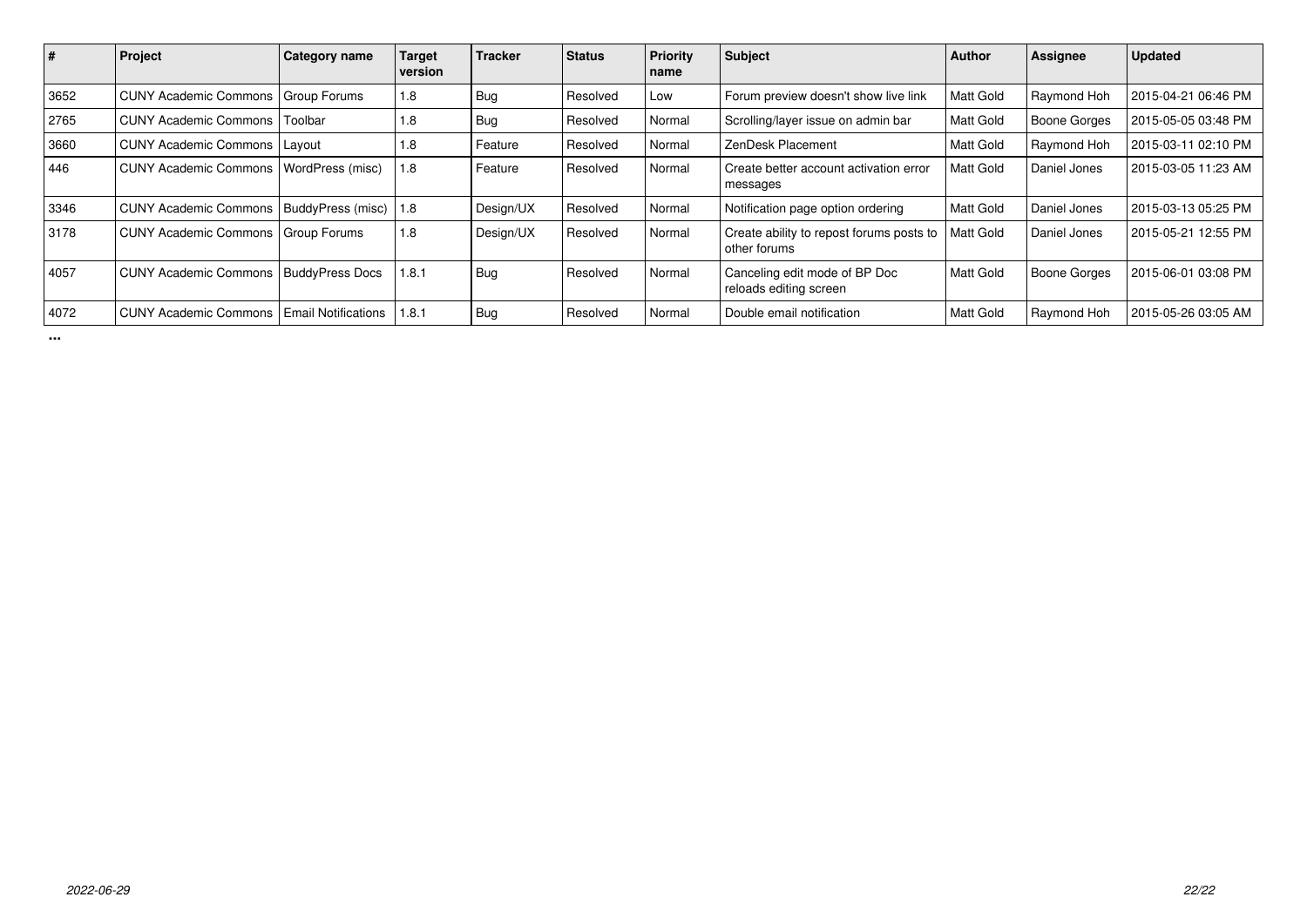| # | Project | Category name | Target version | Tracker | Status | Priority name | Subject | Author | Assignee | Updated |
|---|---|---|---|---|---|---|---|---|---|---|
| 3652 | CUNY Academic Commons | Group Forums | 1.8 | Bug | Resolved | Low | Forum preview doesn't show live link | Matt Gold | Raymond Hoh | 2015-04-21 06:46 PM |
| 2765 | CUNY Academic Commons | Toolbar | 1.8 | Bug | Resolved | Normal | Scrolling/layer issue on admin bar | Matt Gold | Boone Gorges | 2015-05-05 03:48 PM |
| 3660 | CUNY Academic Commons | Layout | 1.8 | Feature | Resolved | Normal | ZenDesk Placement | Matt Gold | Raymond Hoh | 2015-03-11 02:10 PM |
| 446 | CUNY Academic Commons | WordPress (misc) | 1.8 | Feature | Resolved | Normal | Create better account activation error messages | Matt Gold | Daniel Jones | 2015-03-05 11:23 AM |
| 3346 | CUNY Academic Commons | BuddyPress (misc) | 1.8 | Design/UX | Resolved | Normal | Notification page option ordering | Matt Gold | Daniel Jones | 2015-03-13 05:25 PM |
| 3178 | CUNY Academic Commons | Group Forums | 1.8 | Design/UX | Resolved | Normal | Create ability to repost forums posts to other forums | Matt Gold | Daniel Jones | 2015-05-21 12:55 PM |
| 4057 | CUNY Academic Commons | BuddyPress Docs | 1.8.1 | Bug | Resolved | Normal | Canceling edit mode of BP Doc reloads editing screen | Matt Gold | Boone Gorges | 2015-06-01 03:08 PM |
| 4072 | CUNY Academic Commons | Email Notifications | 1.8.1 | Bug | Resolved | Normal | Double email notification | Matt Gold | Raymond Hoh | 2015-05-26 03:05 AM |

...